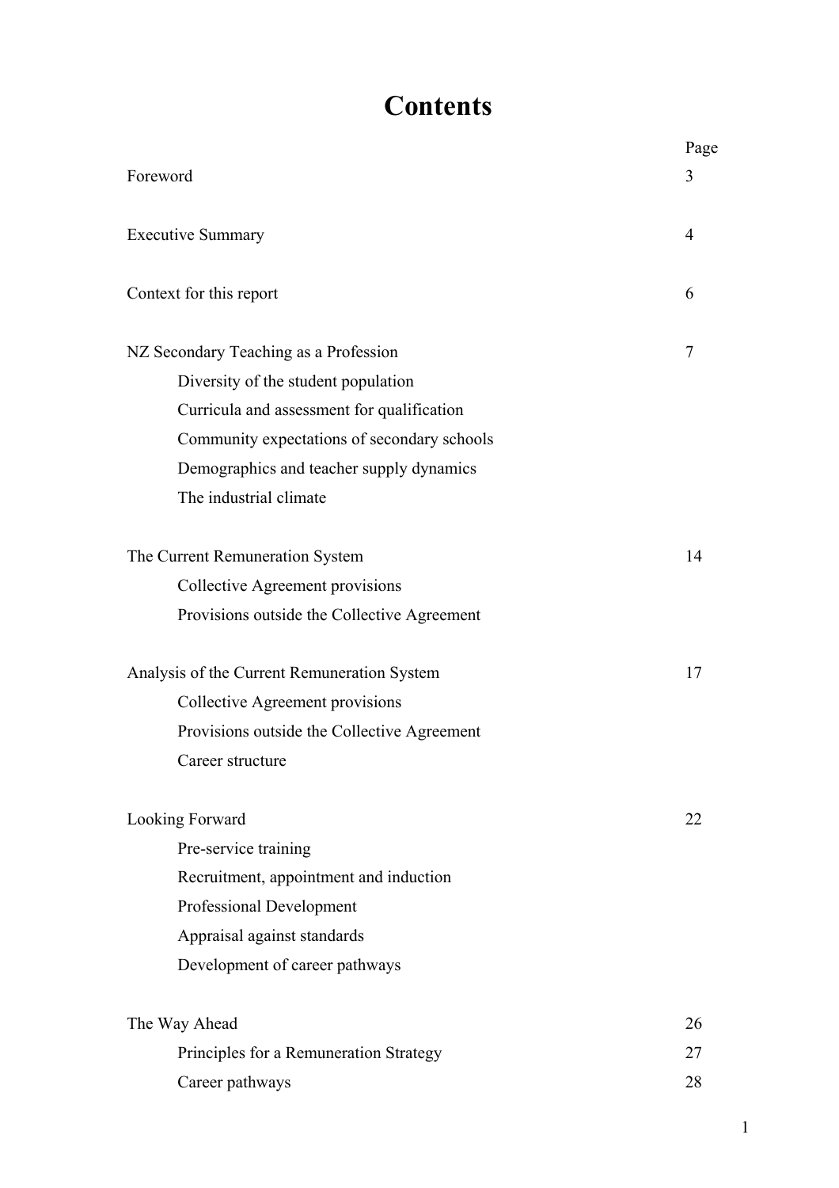# Contents

| | Page |
|---|---|
| Foreword | 3 |
| Executive Summary | 4 |
| Context for this report | 6 |
| NZ Secondary Teaching as a Profession | 7 |
| Diversity of the student population | |
| Curricula and assessment for qualification | |
| Community expectations of secondary schools | |
| Demographics and teacher supply dynamics | |
| The industrial climate | |
| The Current Remuneration System | 14 |
| Collective Agreement provisions | |
| Provisions outside the Collective Agreement | |
| Analysis of the Current Remuneration System | 17 |
| Collective Agreement provisions | |
| Provisions outside the Collective Agreement | |
| Career structure | |
| Looking Forward | 22 |
| Pre-service training | |
| Recruitment, appointment and induction | |
| Professional Development | |
| Appraisal against standards | |
| Development of career pathways | |
| The Way Ahead | 26 |
| Principles for a Remuneration Strategy | 27 |
| Career pathways | 28 |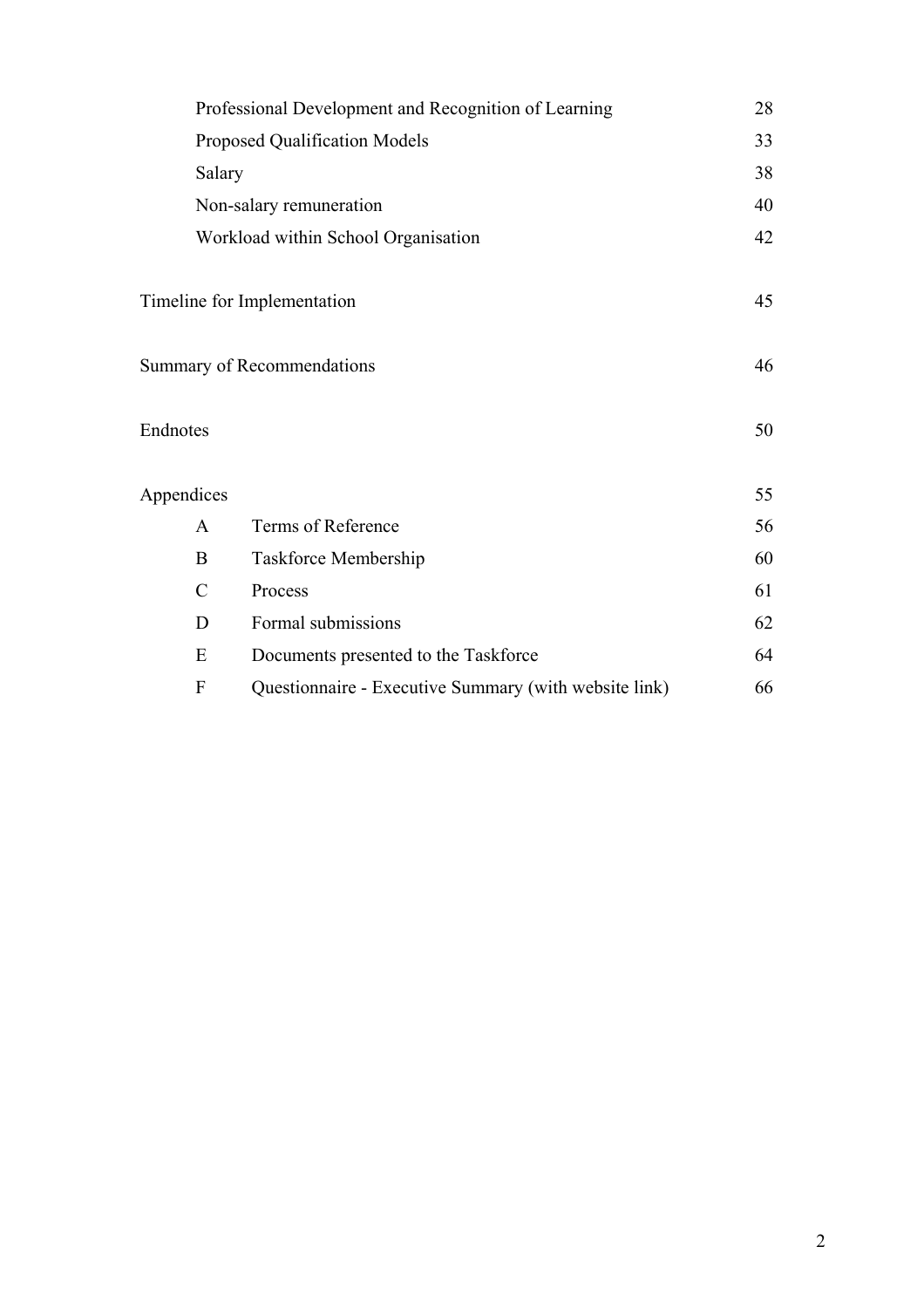| | | |
|---|---|---|
| | Professional Development and Recognition of Learning | 28 |
| | Proposed Qualification Models | 33 |
| | Salary | 38 |
| | Non-salary remuneration | 40 |
| | Workload within School Organisation | 42 |
| Timeline for Implementation | | 45 |
| Summary of Recommendations | | 46 |
| Endnotes | | 50 |
| Appendices | | 55 |
| A | Terms of Reference | 56 |
| B | Taskforce Membership | 60 |
| C | Process | 61 |
| D | Formal submissions | 62 |
| E | Documents presented to the Taskforce | 64 |
| F | Questionnaire - Executive Summary (with website link) | 66 |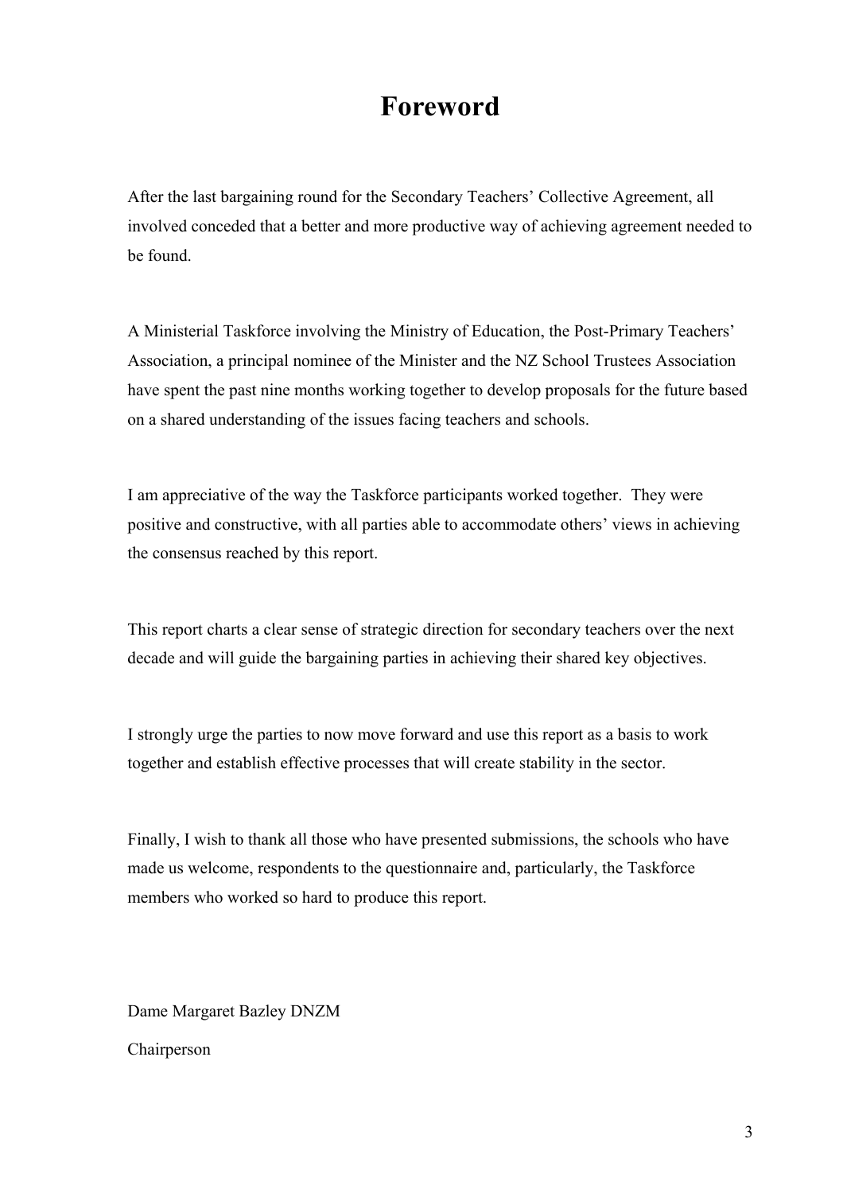# Foreword

After the last bargaining round for the Secondary Teachers' Collective Agreement, all involved conceded that a better and more productive way of achieving agreement needed to be found.

A Ministerial Taskforce involving the Ministry of Education, the Post-Primary Teachers' Association, a principal nominee of the Minister and the NZ School Trustees Association have spent the past nine months working together to develop proposals for the future based on a shared understanding of the issues facing teachers and schools.

I am appreciative of the way the Taskforce participants worked together. They were positive and constructive, with all parties able to accommodate others' views in achieving the consensus reached by this report.

This report charts a clear sense of strategic direction for secondary teachers over the next decade and will guide the bargaining parties in achieving their shared key objectives.

I strongly urge the parties to now move forward and use this report as a basis to work together and establish effective processes that will create stability in the sector.

Finally, I wish to thank all those who have presented submissions, the schools who have made us welcome, respondents to the questionnaire and, particularly, the Taskforce members who worked so hard to produce this report.

Dame Margaret Bazley DNZM

Chairperson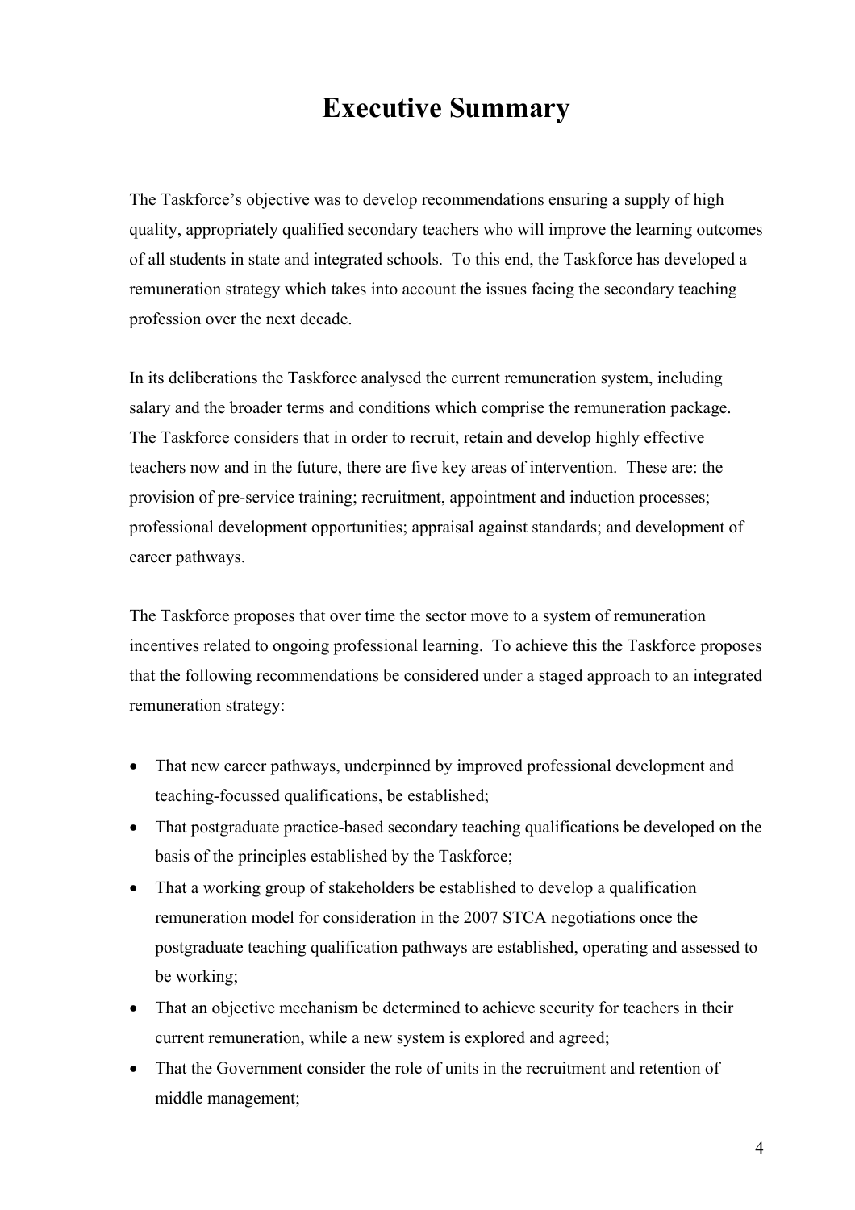# Executive Summary

The Taskforce's objective was to develop recommendations ensuring a supply of high quality, appropriately qualified secondary teachers who will improve the learning outcomes of all students in state and integrated schools. To this end, the Taskforce has developed a remuneration strategy which takes into account the issues facing the secondary teaching profession over the next decade.

In its deliberations the Taskforce analysed the current remuneration system, including salary and the broader terms and conditions which comprise the remuneration package. The Taskforce considers that in order to recruit, retain and develop highly effective teachers now and in the future, there are five key areas of intervention. These are: the provision of pre-service training; recruitment, appointment and induction processes; professional development opportunities; appraisal against standards; and development of career pathways.

The Taskforce proposes that over time the sector move to a system of remuneration incentives related to ongoing professional learning. To achieve this the Taskforce proposes that the following recommendations be considered under a staged approach to an integrated remuneration strategy:

- That new career pathways, underpinned by improved professional development and teaching-focussed qualifications, be established;
- That postgraduate practice-based secondary teaching qualifications be developed on the basis of the principles established by the Taskforce;
- That a working group of stakeholders be established to develop a qualification remuneration model for consideration in the 2007 STCA negotiations once the postgraduate teaching qualification pathways are established, operating and assessed to be working;
- That an objective mechanism be determined to achieve security for teachers in their current remuneration, while a new system is explored and agreed;
- That the Government consider the role of units in the recruitment and retention of middle management;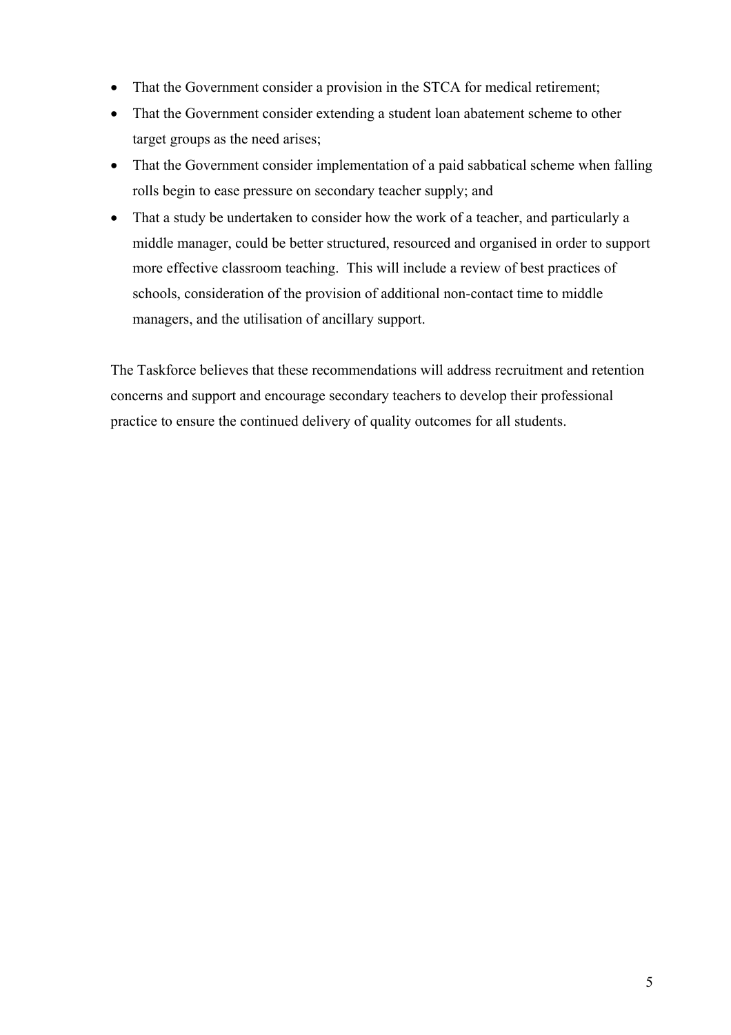- That the Government consider a provision in the STCA for medical retirement;
- That the Government consider extending a student loan abatement scheme to other target groups as the need arises;
- That the Government consider implementation of a paid sabbatical scheme when falling rolls begin to ease pressure on secondary teacher supply; and
- That a study be undertaken to consider how the work of a teacher, and particularly a middle manager, could be better structured, resourced and organised in order to support more effective classroom teaching. This will include a review of best practices of schools, consideration of the provision of additional non-contact time to middle managers, and the utilisation of ancillary support.

The Taskforce believes that these recommendations will address recruitment and retention concerns and support and encourage secondary teachers to develop their professional practice to ensure the continued delivery of quality outcomes for all students.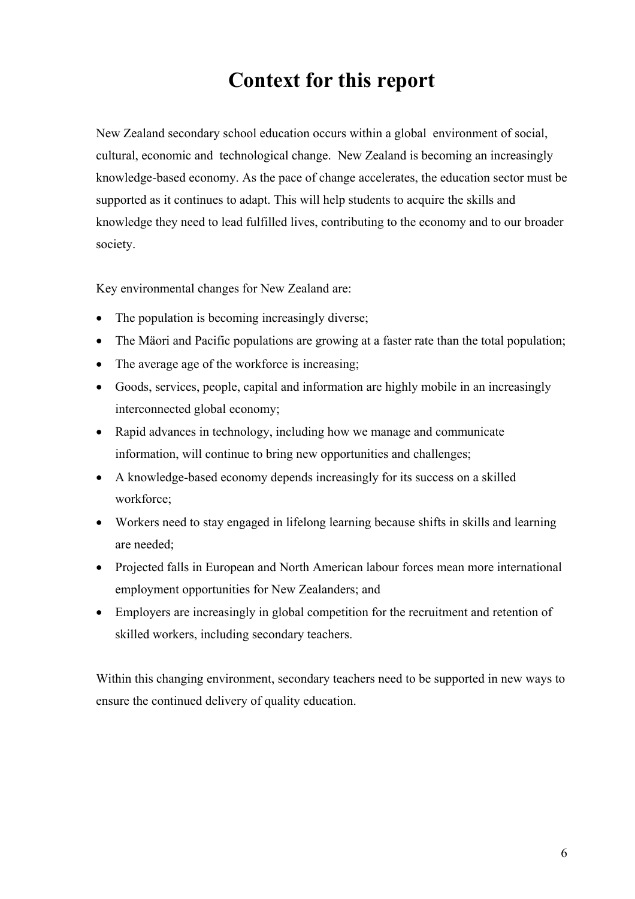# Context for this report

New Zealand secondary school education occurs within a global environment of social, cultural, economic and technological change. New Zealand is becoming an increasingly knowledge-based economy. As the pace of change accelerates, the education sector must be supported as it continues to adapt. This will help students to acquire the skills and knowledge they need to lead fulfilled lives, contributing to the economy and to our broader society.

Key environmental changes for New Zealand are:

- The population is becoming increasingly diverse;
- The Mäori and Pacific populations are growing at a faster rate than the total population;
- The average age of the workforce is increasing;
- Goods, services, people, capital and information are highly mobile in an increasingly interconnected global economy;
- Rapid advances in technology, including how we manage and communicate information, will continue to bring new opportunities and challenges;
- A knowledge-based economy depends increasingly for its success on a skilled workforce;
- Workers need to stay engaged in lifelong learning because shifts in skills and learning are needed;
- Projected falls in European and North American labour forces mean more international employment opportunities for New Zealanders; and
- Employers are increasingly in global competition for the recruitment and retention of skilled workers, including secondary teachers.

Within this changing environment, secondary teachers need to be supported in new ways to ensure the continued delivery of quality education.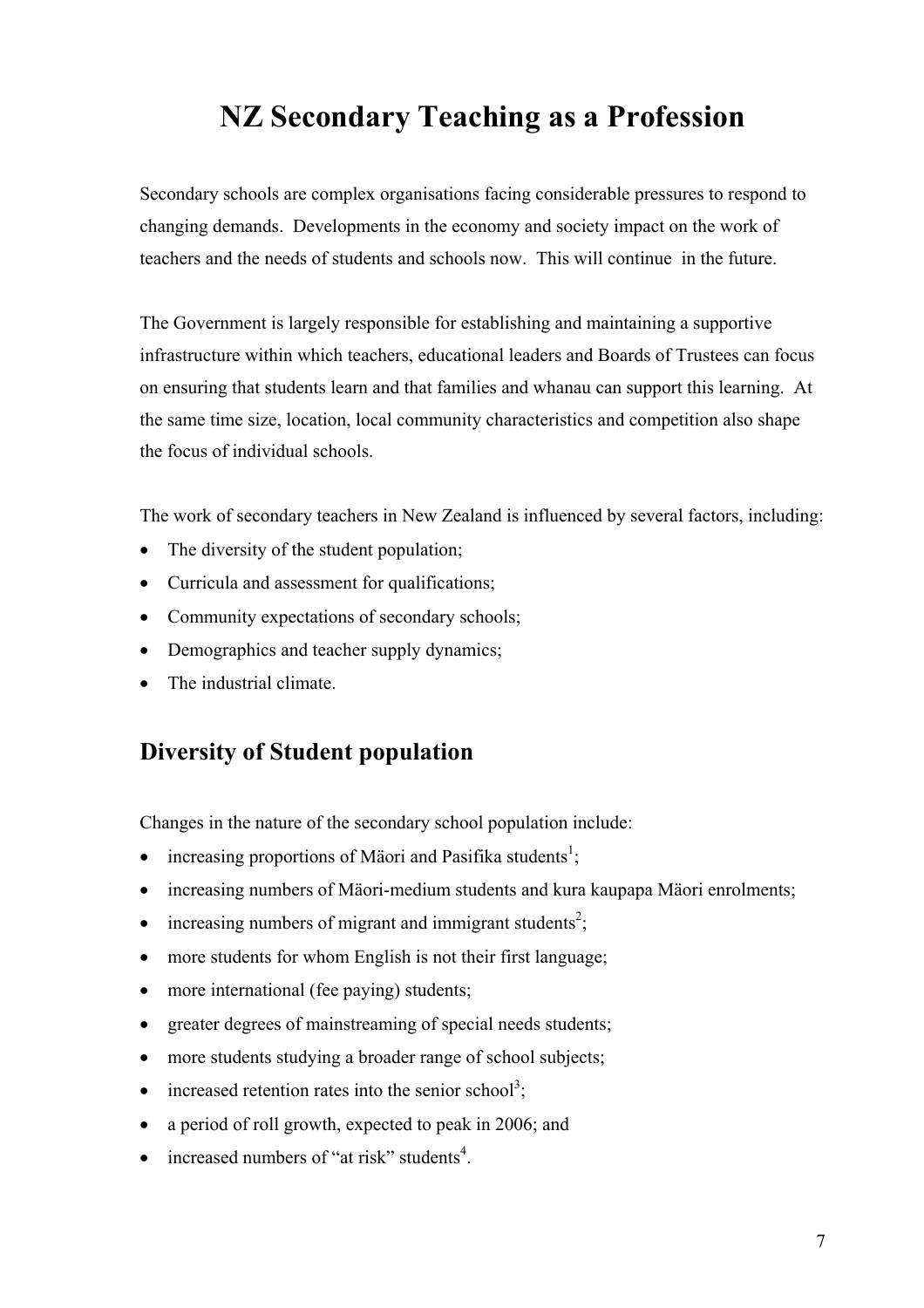# NZ Secondary Teaching as a Profession

Secondary schools are complex organisations facing considerable pressures to respond to changing demands. Developments in the economy and society impact on the work of teachers and the needs of students and schools now. This will continue in the future.

The Government is largely responsible for establishing and maintaining a supportive infrastructure within which teachers, educational leaders and Boards of Trustees can focus on ensuring that students learn and that families and whanau can support this learning. At the same time size, location, local community characteristics and competition also shape the focus of individual schools.

The work of secondary teachers in New Zealand is influenced by several factors, including:

- The diversity of the student population;
- Curricula and assessment for qualifications;
- Community expectations of secondary schools;
- Demographics and teacher supply dynamics;
- The industrial climate.

## Diversity of Student population

Changes in the nature of the secondary school population include:

- increasing proportions of Mäori and Pasifika students[1];
- increasing numbers of Mäori-medium students and kura kaupapa Mäori enrolments;
- increasing numbers of migrant and immigrant students[2];
- more students for whom English is not their first language;
- more international (fee paying) students;
- greater degrees of mainstreaming of special needs students;
- more students studying a broader range of school subjects;
- increased retention rates into the senior school[3];
- a period of roll growth, expected to peak in 2006; and
- increased numbers of "at risk" students[4].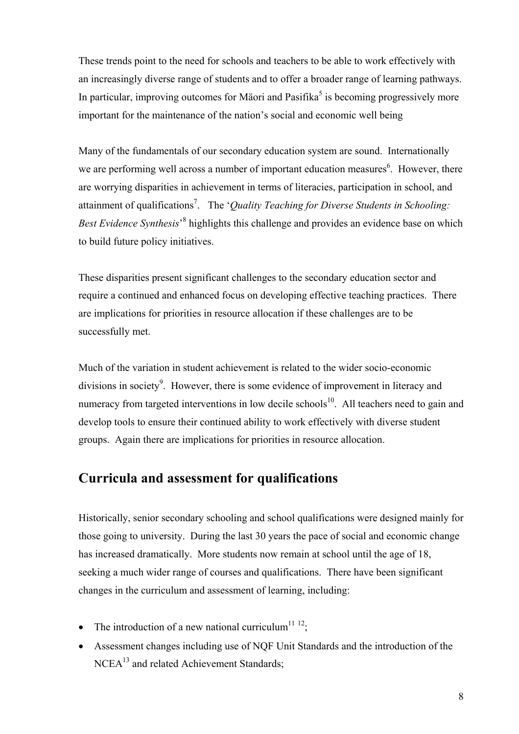These trends point to the need for schools and teachers to be able to work effectively with an increasingly diverse range of students and to offer a broader range of learning pathways. In particular, improving outcomes for Mäori and Pasifika[5] is becoming progressively more important for the maintenance of the nation's social and economic well being

Many of the fundamentals of our secondary education system are sound. Internationally we are performing well across a number of important education measures[6]. However, there are worrying disparities in achievement in terms of literacies, participation in school, and attainment of qualifications[7]. The '*Quality Teaching for Diverse Students in Schooling: Best Evidence Synthesis*'[8] highlights this challenge and provides an evidence base on which to build future policy initiatives.

These disparities present significant challenges to the secondary education sector and require a continued and enhanced focus on developing effective teaching practices. There are implications for priorities in resource allocation if these challenges are to be successfully met.

Much of the variation in student achievement is related to the wider socio-economic divisions in society[9]. However, there is some evidence of improvement in literacy and numeracy from targeted interventions in low decile schools[10]. All teachers need to gain and develop tools to ensure their continued ability to work effectively with diverse student groups. Again there are implications for priorities in resource allocation.

## Curricula and assessment for qualifications

Historically, senior secondary schooling and school qualifications were designed mainly for those going to university. During the last 30 years the pace of social and economic change has increased dramatically. More students now remain at school until the age of 18, seeking a much wider range of courses and qualifications. There have been significant changes in the curriculum and assessment of learning, including:

- The introduction of a new national curriculum[11 12];
- Assessment changes including use of NQF Unit Standards and the introduction of the NCEA[13] and related Achievement Standards;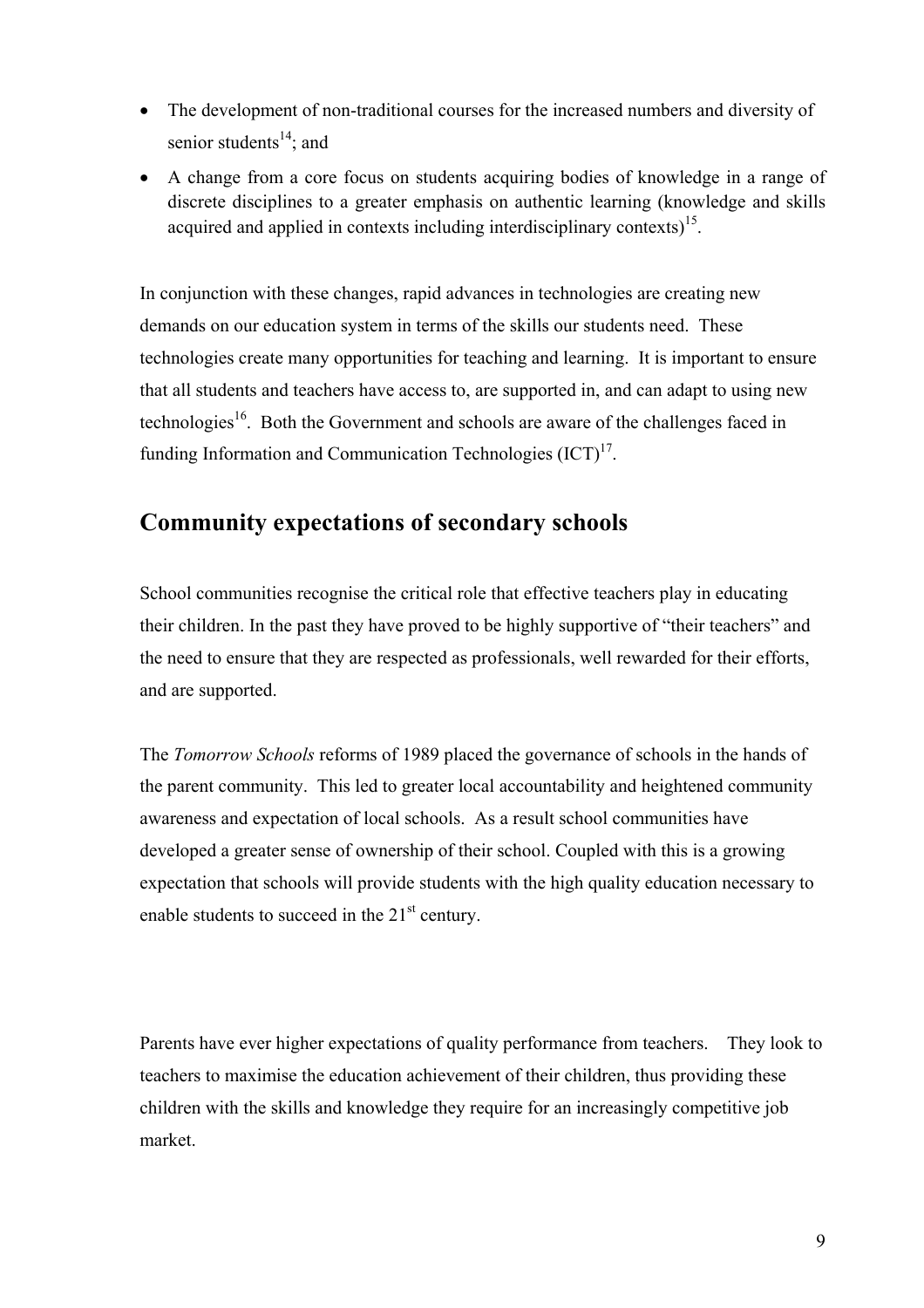- The development of non-traditional courses for the increased numbers and diversity of senior students[14]; and
- A change from a core focus on students acquiring bodies of knowledge in a range of discrete disciplines to a greater emphasis on authentic learning (knowledge and skills acquired and applied in contexts including interdisciplinary contexts)[15].

In conjunction with these changes, rapid advances in technologies are creating new demands on our education system in terms of the skills our students need. These technologies create many opportunities for teaching and learning. It is important to ensure that all students and teachers have access to, are supported in, and can adapt to using new technologies[16]. Both the Government and schools are aware of the challenges faced in funding Information and Communication Technologies (ICT)[17].

## Community expectations of secondary schools

School communities recognise the critical role that effective teachers play in educating their children. In the past they have proved to be highly supportive of "their teachers" and the need to ensure that they are respected as professionals, well rewarded for their efforts, and are supported.

The *Tomorrow Schools* reforms of 1989 placed the governance of schools in the hands of the parent community. This led to greater local accountability and heightened community awareness and expectation of local schools. As a result school communities have developed a greater sense of ownership of their school. Coupled with this is a growing expectation that schools will provide students with the high quality education necessary to enable students to succeed in the 21st century.

Parents have ever higher expectations of quality performance from teachers. They look to teachers to maximise the education achievement of their children, thus providing these children with the skills and knowledge they require for an increasingly competitive job market.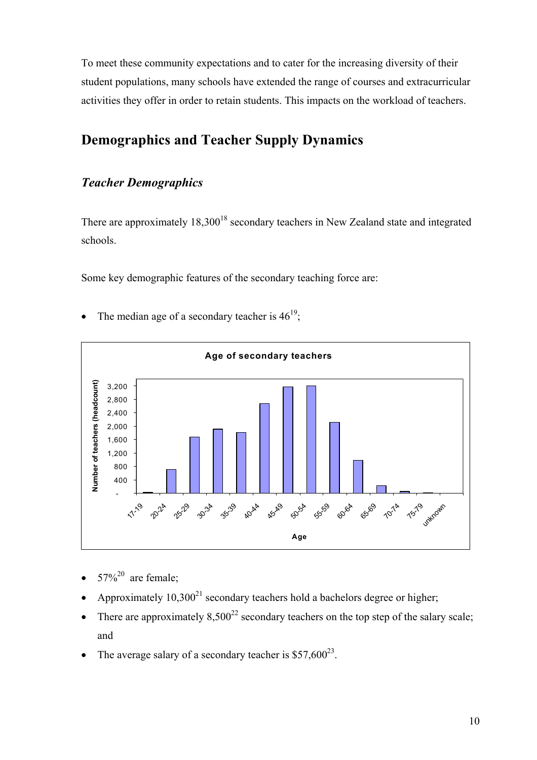To meet these community expectations and to cater for the increasing diversity of their student populations, many schools have extended the range of courses and extracurricular activities they offer in order to retain students. This impacts on the workload of teachers.

## Demographics and Teacher Supply Dynamics

### *Teacher Demographics*

There are approximately 18,300[18] secondary teachers in New Zealand state and integrated schools.

Some key demographic features of the secondary teaching force are:

- The median age of a secondary teacher is 46[19];

**Age of secondary teachers**

- 57%[20] are female;
- Approximately 10,300[21] secondary teachers hold a bachelors degree or higher;
- There are approximately 8,500[22] secondary teachers on the top step of the salary scale; and
- The average salary of a secondary teacher is $57,600[23].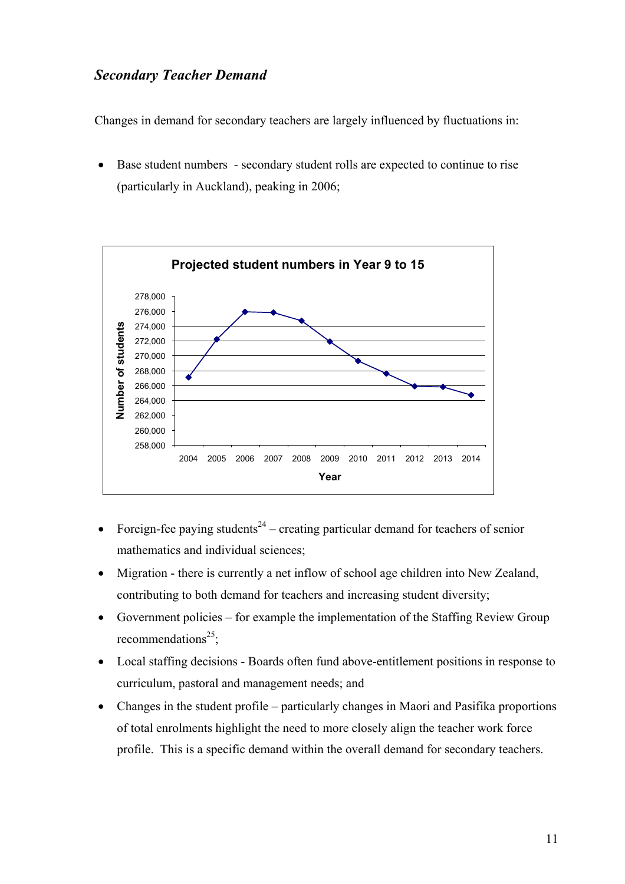### *Secondary Teacher Demand*

Changes in demand for secondary teachers are largely influenced by fluctuations in:

- Base student numbers - secondary student rolls are expected to continue to rise (particularly in Auckland), peaking in 2006;

- Foreign-fee paying students[24] – creating particular demand for teachers of senior mathematics and individual sciences;
- Migration - there is currently a net inflow of school age children into New Zealand, contributing to both demand for teachers and increasing student diversity;
- Government policies – for example the implementation of the Staffing Review Group recommendations[25];
- Local staffing decisions - Boards often fund above-entitlement positions in response to curriculum, pastoral and management needs; and
- Changes in the student profile – particularly changes in Maori and Pasifika proportions of total enrolments highlight the need to more closely align the teacher work force profile. This is a specific demand within the overall demand for secondary teachers.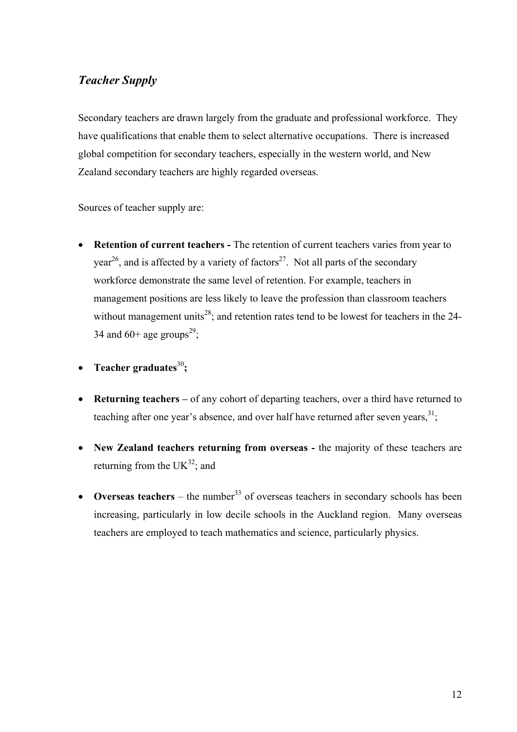## *Teacher Supply*

Secondary teachers are drawn largely from the graduate and professional workforce. They have qualifications that enable them to select alternative occupations. There is increased global competition for secondary teachers, especially in the western world, and New Zealand secondary teachers are highly regarded overseas.

Sources of teacher supply are:

- **Retention of current teachers -** The retention of current teachers varies from year to year[26], and is affected by a variety of factors[27]. Not all parts of the secondary workforce demonstrate the same level of retention. For example, teachers in management positions are less likely to leave the profession than classroom teachers without management units[28]; and retention rates tend to be lowest for teachers in the 24-34 and 60+ age groups[29];

- **Teacher graduates[30];**

- **Returning teachers –** of any cohort of departing teachers, over a third have returned to teaching after one year's absence, and over half have returned after seven years,[31];

- **New Zealand teachers returning from overseas -** the majority of these teachers are returning from the UK[32]; and

- **Overseas teachers** – the number[33] of overseas teachers in secondary schools has been increasing, particularly in low decile schools in the Auckland region. Many overseas teachers are employed to teach mathematics and science, particularly physics.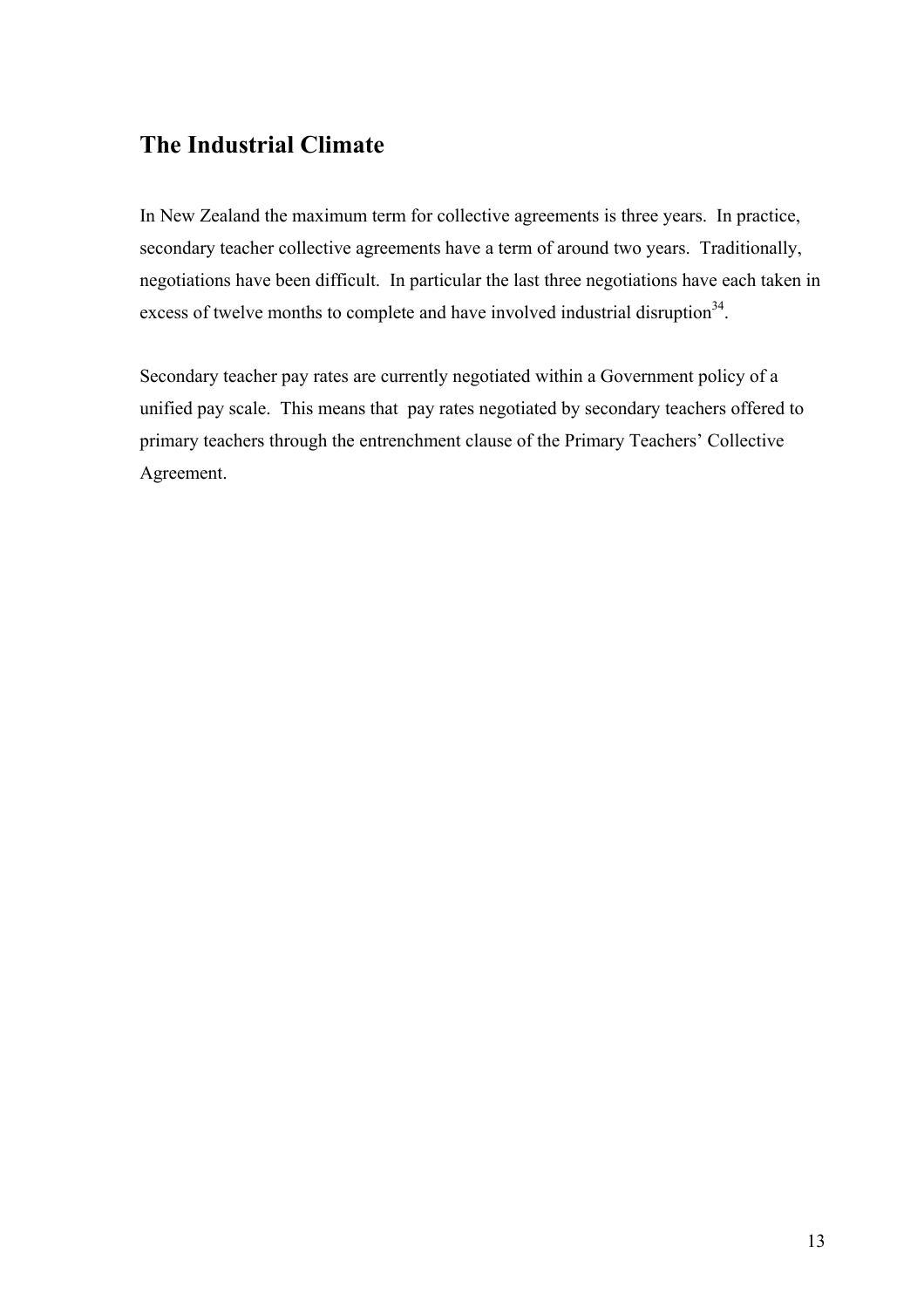## The Industrial Climate

In New Zealand the maximum term for collective agreements is three years. In practice, secondary teacher collective agreements have a term of around two years. Traditionally, negotiations have been difficult. In particular the last three negotiations have each taken in excess of twelve months to complete and have involved industrial disruption[34].

Secondary teacher pay rates are currently negotiated within a Government policy of a unified pay scale. This means that pay rates negotiated by secondary teachers offered to primary teachers through the entrenchment clause of the Primary Teachers' Collective Agreement.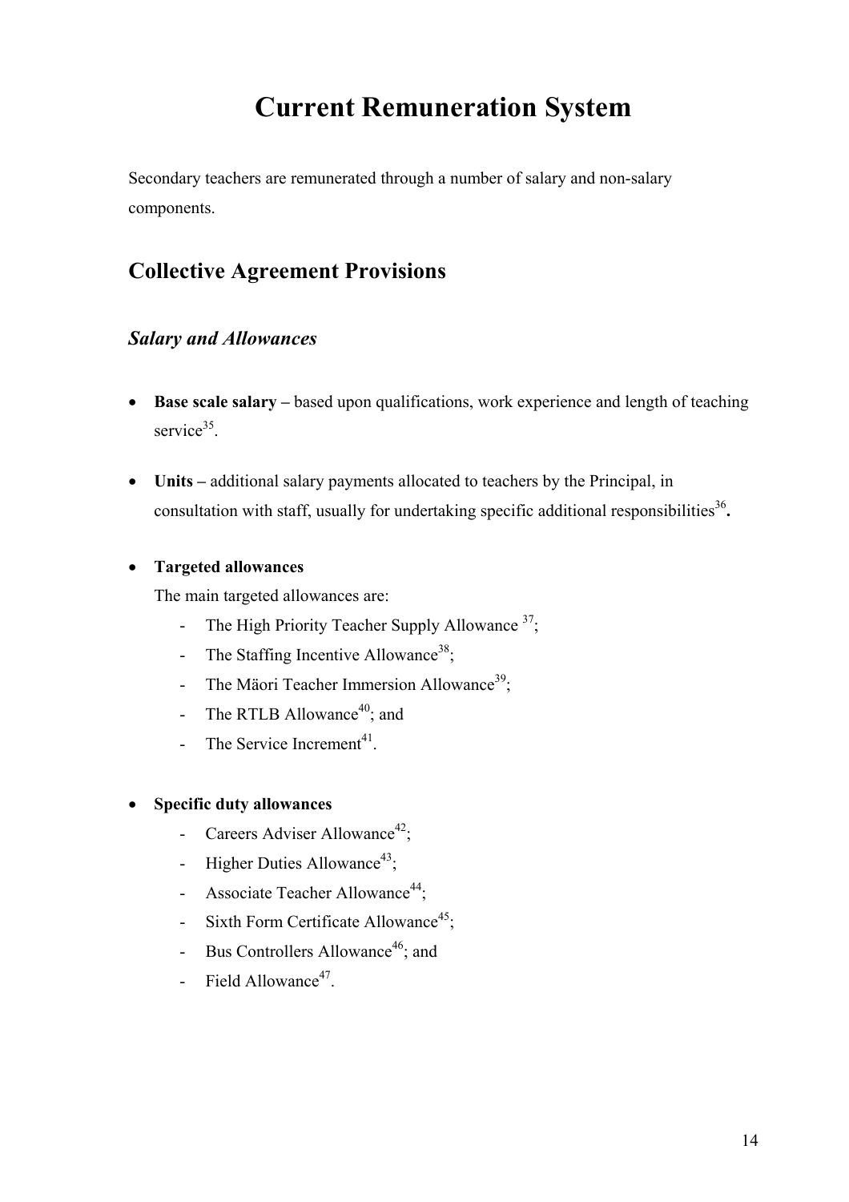# Current Remuneration System

Secondary teachers are remunerated through a number of salary and non-salary components.

## Collective Agreement Provisions

### *Salary and Allowances*

- **Base scale salary –** based upon qualifications, work experience and length of teaching service[35].

- **Units –** additional salary payments allocated to teachers by the Principal, in consultation with staff, usually for undertaking specific additional responsibilities[36].

- **Targeted allowances**

  The main targeted allowances are:
  - The High Priority Teacher Supply Allowance [37];
  - The Staffing Incentive Allowance[38];
  - The Mäori Teacher Immersion Allowance[39];
  - The RTLB Allowance[40]; and
  - The Service Increment[41].

- **Specific duty allowances**
  - Careers Adviser Allowance[42];
  - Higher Duties Allowance[43];
  - Associate Teacher Allowance[44];
  - Sixth Form Certificate Allowance[45];
  - Bus Controllers Allowance[46]; and
  - Field Allowance[47].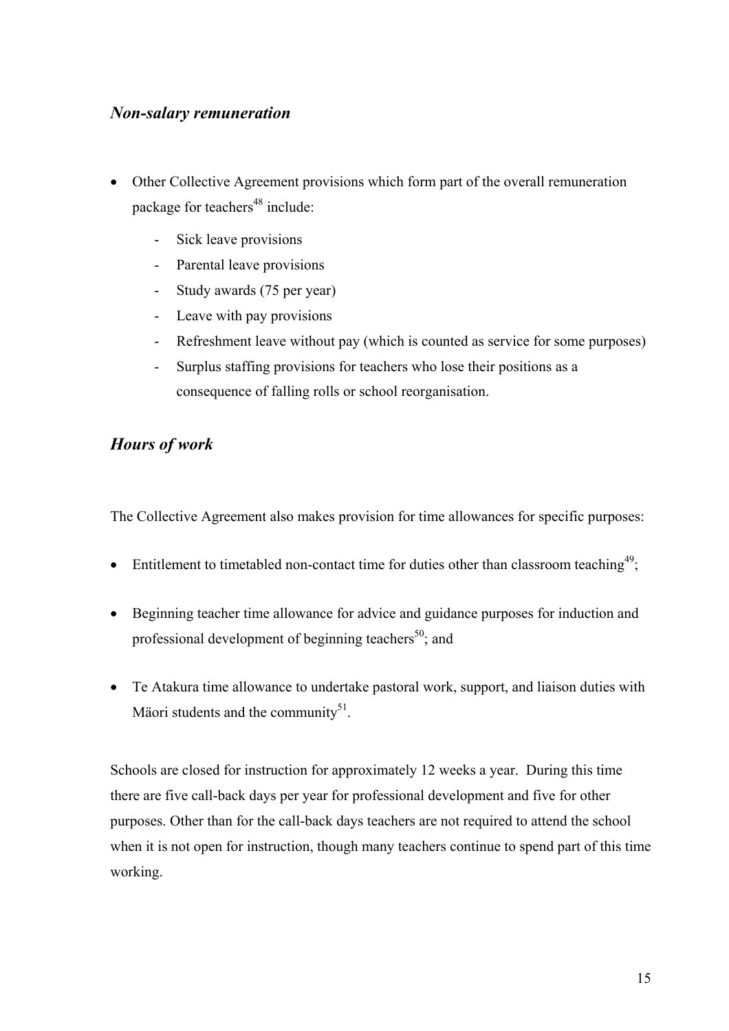## *Non-salary remuneration*

- Other Collective Agreement provisions which form part of the overall remuneration package for teachers[48] include:
  - Sick leave provisions
  - Parental leave provisions
  - Study awards (75 per year)
  - Leave with pay provisions
  - Refreshment leave without pay (which is counted as service for some purposes)
  - Surplus staffing provisions for teachers who lose their positions as a consequence of falling rolls or school reorganisation.

## *Hours of work*

The Collective Agreement also makes provision for time allowances for specific purposes:

- Entitlement to timetabled non-contact time for duties other than classroom teaching[49];
- Beginning teacher time allowance for advice and guidance purposes for induction and professional development of beginning teachers[50]; and
- Te Atakura time allowance to undertake pastoral work, support, and liaison duties with Mäori students and the community[51].

Schools are closed for instruction for approximately 12 weeks a year. During this time there are five call-back days per year for professional development and five for other purposes. Other than for the call-back days teachers are not required to attend the school when it is not open for instruction, though many teachers continue to spend part of this time working.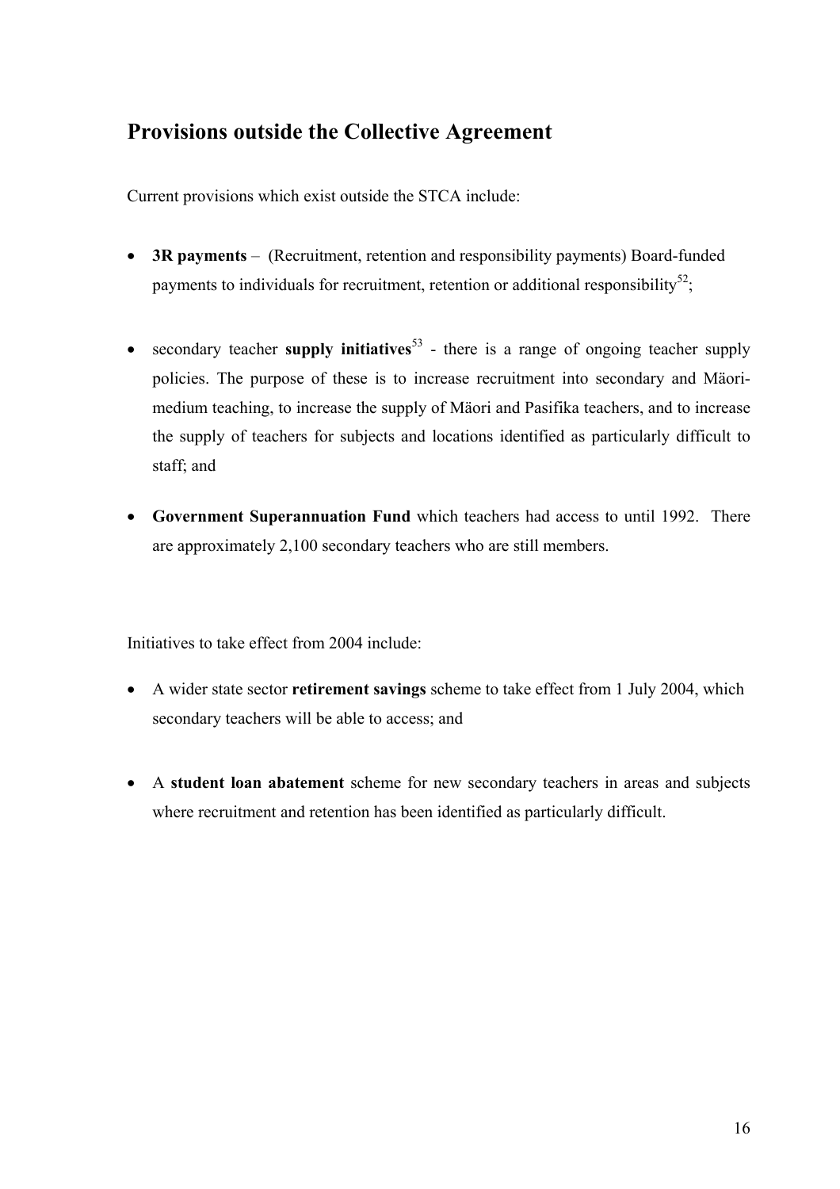## Provisions outside the Collective Agreement

Current provisions which exist outside the STCA include:

- **3R payments** – (Recruitment, retention and responsibility payments) Board-funded payments to individuals for recruitment, retention or additional responsibility[52];

- secondary teacher **supply initiatives**[53] - there is a range of ongoing teacher supply policies. The purpose of these is to increase recruitment into secondary and Mäori-medium teaching, to increase the supply of Mäori and Pasifika teachers, and to increase the supply of teachers for subjects and locations identified as particularly difficult to staff; and

- **Government Superannuation Fund** which teachers had access to until 1992. There are approximately 2,100 secondary teachers who are still members.

Initiatives to take effect from 2004 include:

- A wider state sector **retirement savings** scheme to take effect from 1 July 2004, which secondary teachers will be able to access; and

- A **student loan abatement** scheme for new secondary teachers in areas and subjects where recruitment and retention has been identified as particularly difficult.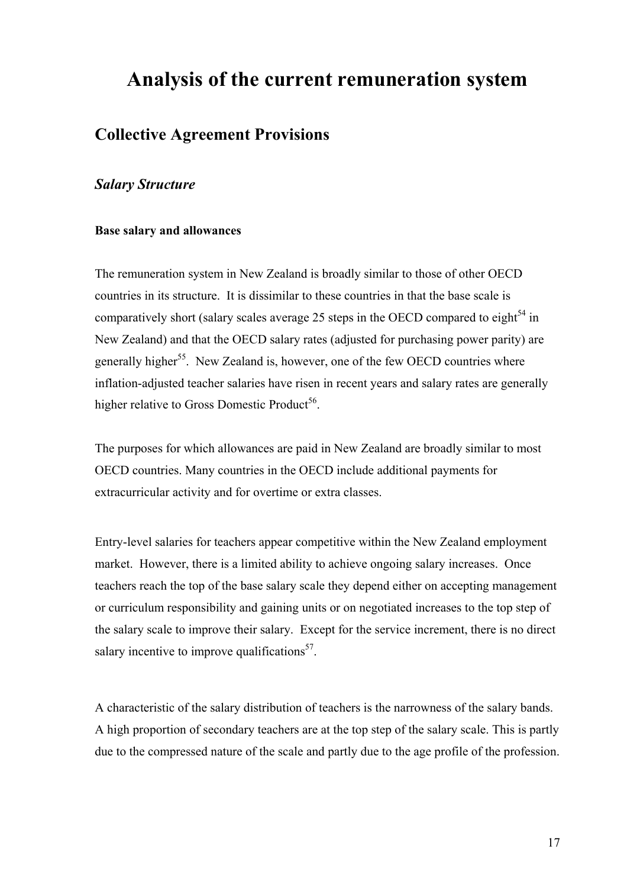# Analysis of the current remuneration system

## Collective Agreement Provisions

### *Salary Structure*

#### Base salary and allowances

The remuneration system in New Zealand is broadly similar to those of other OECD countries in its structure. It is dissimilar to these countries in that the base scale is comparatively short (salary scales average 25 steps in the OECD compared to eight[54] in New Zealand) and that the OECD salary rates (adjusted for purchasing power parity) are generally higher[55]. New Zealand is, however, one of the few OECD countries where inflation-adjusted teacher salaries have risen in recent years and salary rates are generally higher relative to Gross Domestic Product[56].

The purposes for which allowances are paid in New Zealand are broadly similar to most OECD countries. Many countries in the OECD include additional payments for extracurricular activity and for overtime or extra classes.

Entry-level salaries for teachers appear competitive within the New Zealand employment market. However, there is a limited ability to achieve ongoing salary increases. Once teachers reach the top of the base salary scale they depend either on accepting management or curriculum responsibility and gaining units or on negotiated increases to the top step of the salary scale to improve their salary. Except for the service increment, there is no direct salary incentive to improve qualifications[57].

A characteristic of the salary distribution of teachers is the narrowness of the salary bands. A high proportion of secondary teachers are at the top step of the salary scale. This is partly due to the compressed nature of the scale and partly due to the age profile of the profession.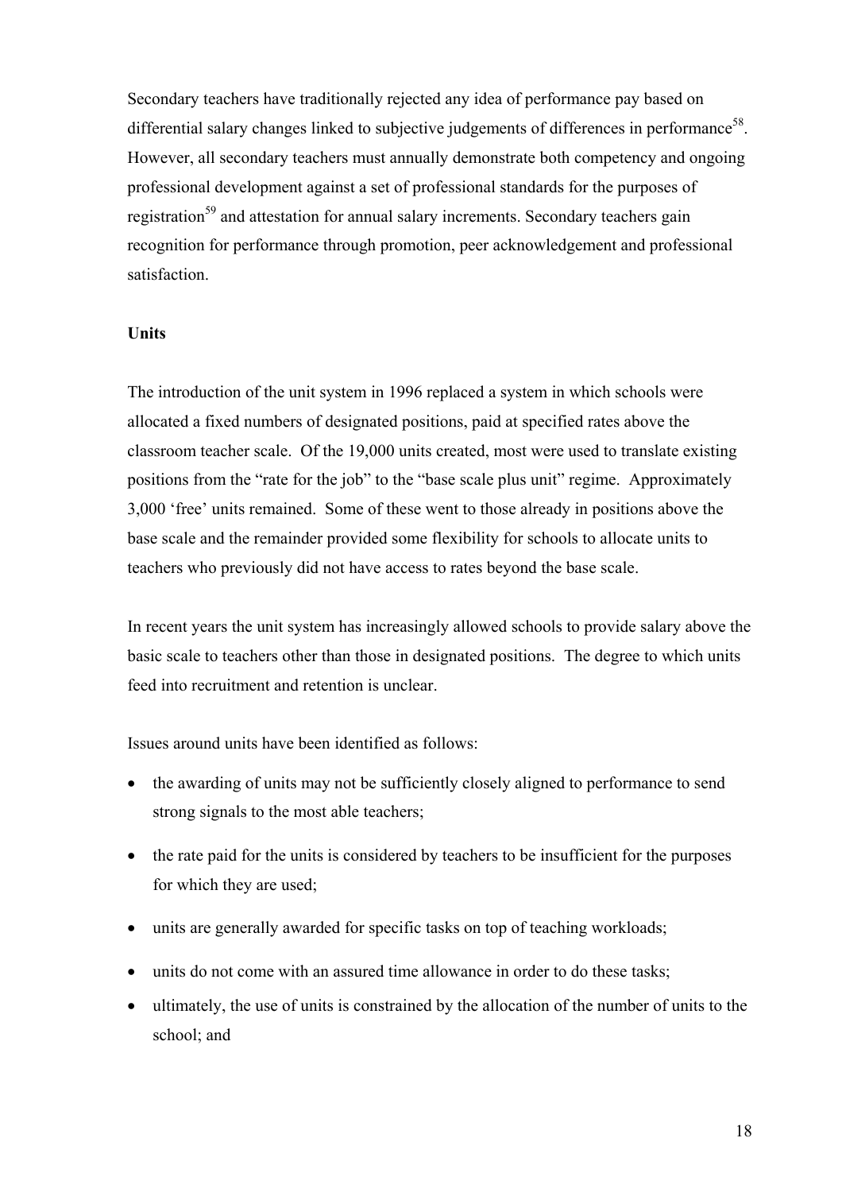Secondary teachers have traditionally rejected any idea of performance pay based on differential salary changes linked to subjective judgements of differences in performance[58]. However, all secondary teachers must annually demonstrate both competency and ongoing professional development against a set of professional standards for the purposes of registration[59] and attestation for annual salary increments. Secondary teachers gain recognition for performance through promotion, peer acknowledgement and professional satisfaction.

**Units**

The introduction of the unit system in 1996 replaced a system in which schools were allocated a fixed numbers of designated positions, paid at specified rates above the classroom teacher scale. Of the 19,000 units created, most were used to translate existing positions from the "rate for the job" to the "base scale plus unit" regime. Approximately 3,000 'free' units remained. Some of these went to those already in positions above the base scale and the remainder provided some flexibility for schools to allocate units to teachers who previously did not have access to rates beyond the base scale.

In recent years the unit system has increasingly allowed schools to provide salary above the basic scale to teachers other than those in designated positions. The degree to which units feed into recruitment and retention is unclear.

Issues around units have been identified as follows:

- the awarding of units may not be sufficiently closely aligned to performance to send strong signals to the most able teachers;
- the rate paid for the units is considered by teachers to be insufficient for the purposes for which they are used;
- units are generally awarded for specific tasks on top of teaching workloads;
- units do not come with an assured time allowance in order to do these tasks;
- ultimately, the use of units is constrained by the allocation of the number of units to the school; and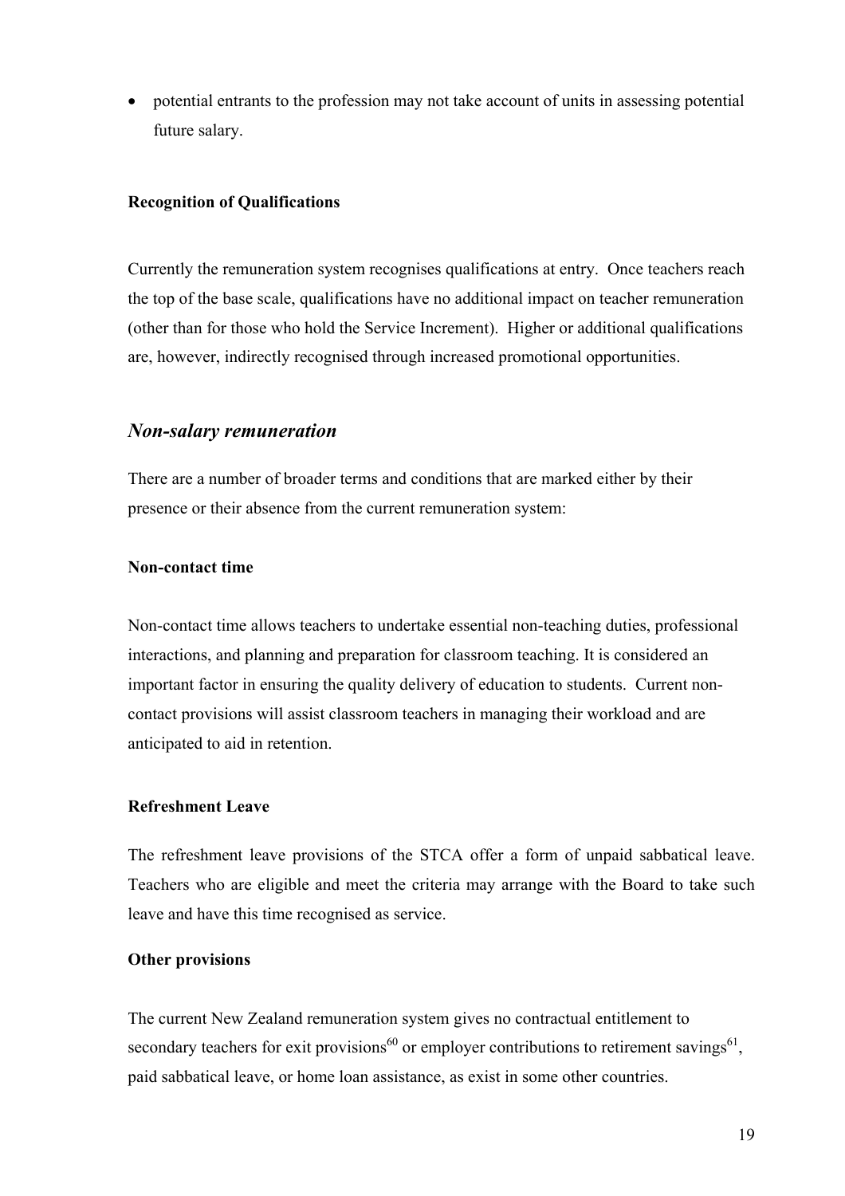- potential entrants to the profession may not take account of units in assessing potential future salary.

**Recognition of Qualifications**

Currently the remuneration system recognises qualifications at entry. Once teachers reach the top of the base scale, qualifications have no additional impact on teacher remuneration (other than for those who hold the Service Increment). Higher or additional qualifications are, however, indirectly recognised through increased promotional opportunities.

## *Non-salary remuneration*

There are a number of broader terms and conditions that are marked either by their presence or their absence from the current remuneration system:

**Non-contact time**

Non-contact time allows teachers to undertake essential non-teaching duties, professional interactions, and planning and preparation for classroom teaching. It is considered an important factor in ensuring the quality delivery of education to students. Current non-contact provisions will assist classroom teachers in managing their workload and are anticipated to aid in retention.

**Refreshment Leave**

The refreshment leave provisions of the STCA offer a form of unpaid sabbatical leave. Teachers who are eligible and meet the criteria may arrange with the Board to take such leave and have this time recognised as service.

**Other provisions**

The current New Zealand remuneration system gives no contractual entitlement to secondary teachers for exit provisions[60] or employer contributions to retirement savings[61], paid sabbatical leave, or home loan assistance, as exist in some other countries.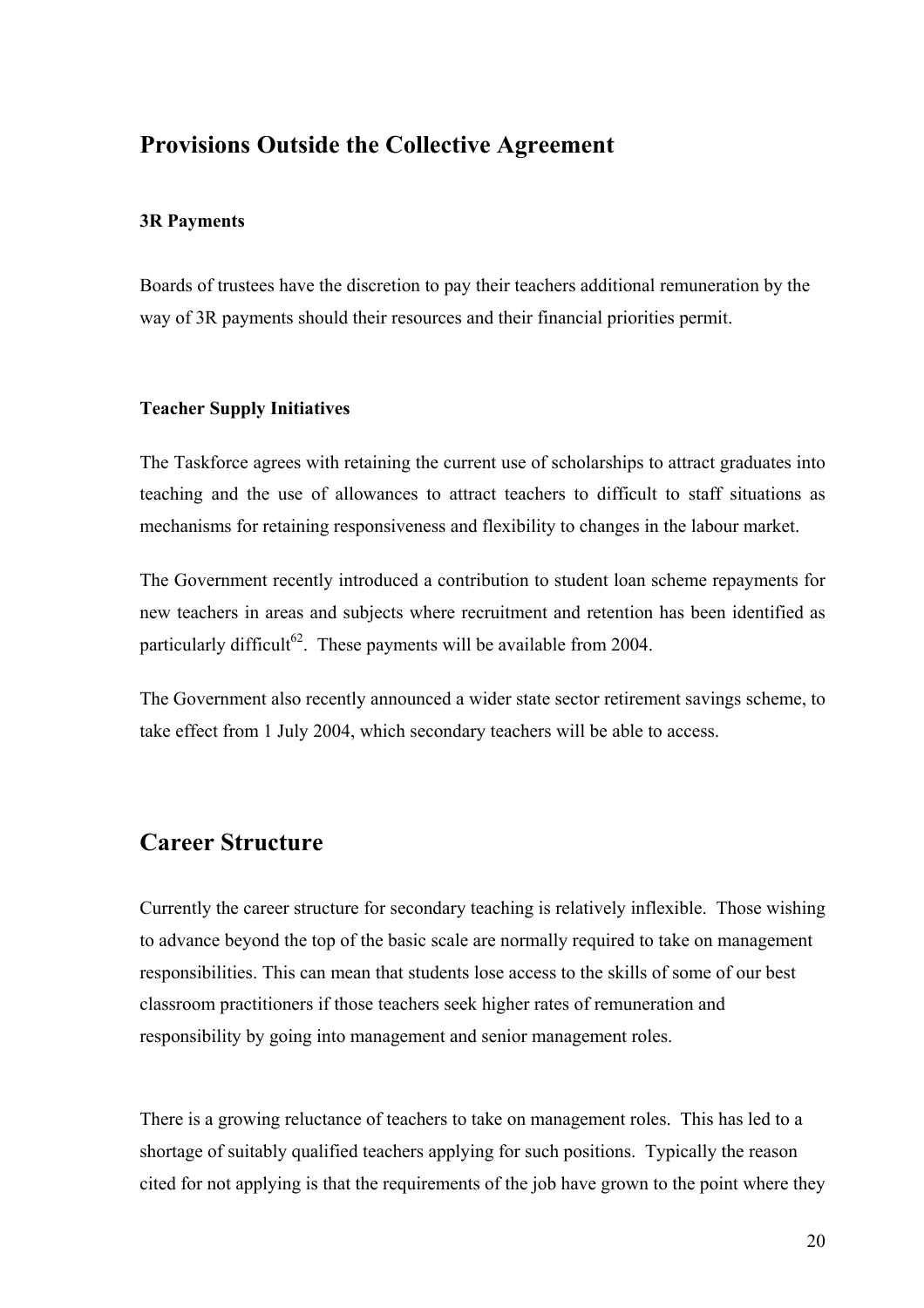## Provisions Outside the Collective Agreement

### 3R Payments

Boards of trustees have the discretion to pay their teachers additional remuneration by the way of 3R payments should their resources and their financial priorities permit.

### Teacher Supply Initiatives

The Taskforce agrees with retaining the current use of scholarships to attract graduates into teaching and the use of allowances to attract teachers to difficult to staff situations as mechanisms for retaining responsiveness and flexibility to changes in the labour market.

The Government recently introduced a contribution to student loan scheme repayments for new teachers in areas and subjects where recruitment and retention has been identified as particularly difficult[62]. These payments will be available from 2004.

The Government also recently announced a wider state sector retirement savings scheme, to take effect from 1 July 2004, which secondary teachers will be able to access.

## Career Structure

Currently the career structure for secondary teaching is relatively inflexible. Those wishing to advance beyond the top of the basic scale are normally required to take on management responsibilities. This can mean that students lose access to the skills of some of our best classroom practitioners if those teachers seek higher rates of remuneration and responsibility by going into management and senior management roles.

There is a growing reluctance of teachers to take on management roles. This has led to a shortage of suitably qualified teachers applying for such positions. Typically the reason cited for not applying is that the requirements of the job have grown to the point where they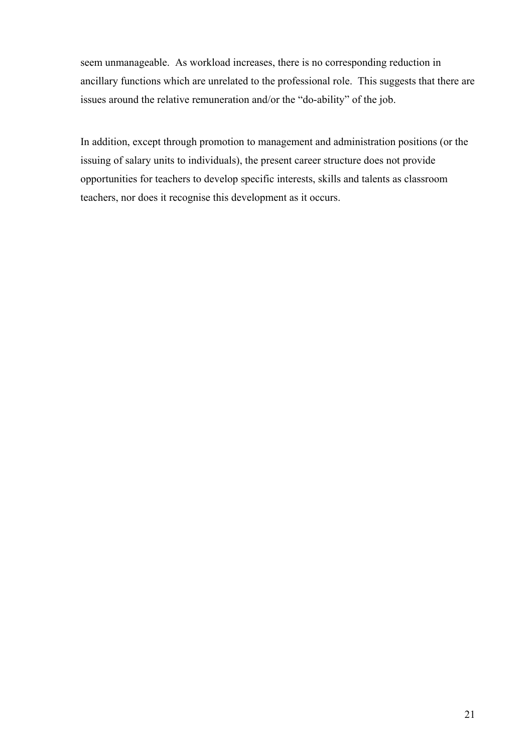seem unmanageable. As workload increases, there is no corresponding reduction in ancillary functions which are unrelated to the professional role. This suggests that there are issues around the relative remuneration and/or the "do-ability" of the job.

In addition, except through promotion to management and administration positions (or the issuing of salary units to individuals), the present career structure does not provide opportunities for teachers to develop specific interests, skills and talents as classroom teachers, nor does it recognise this development as it occurs.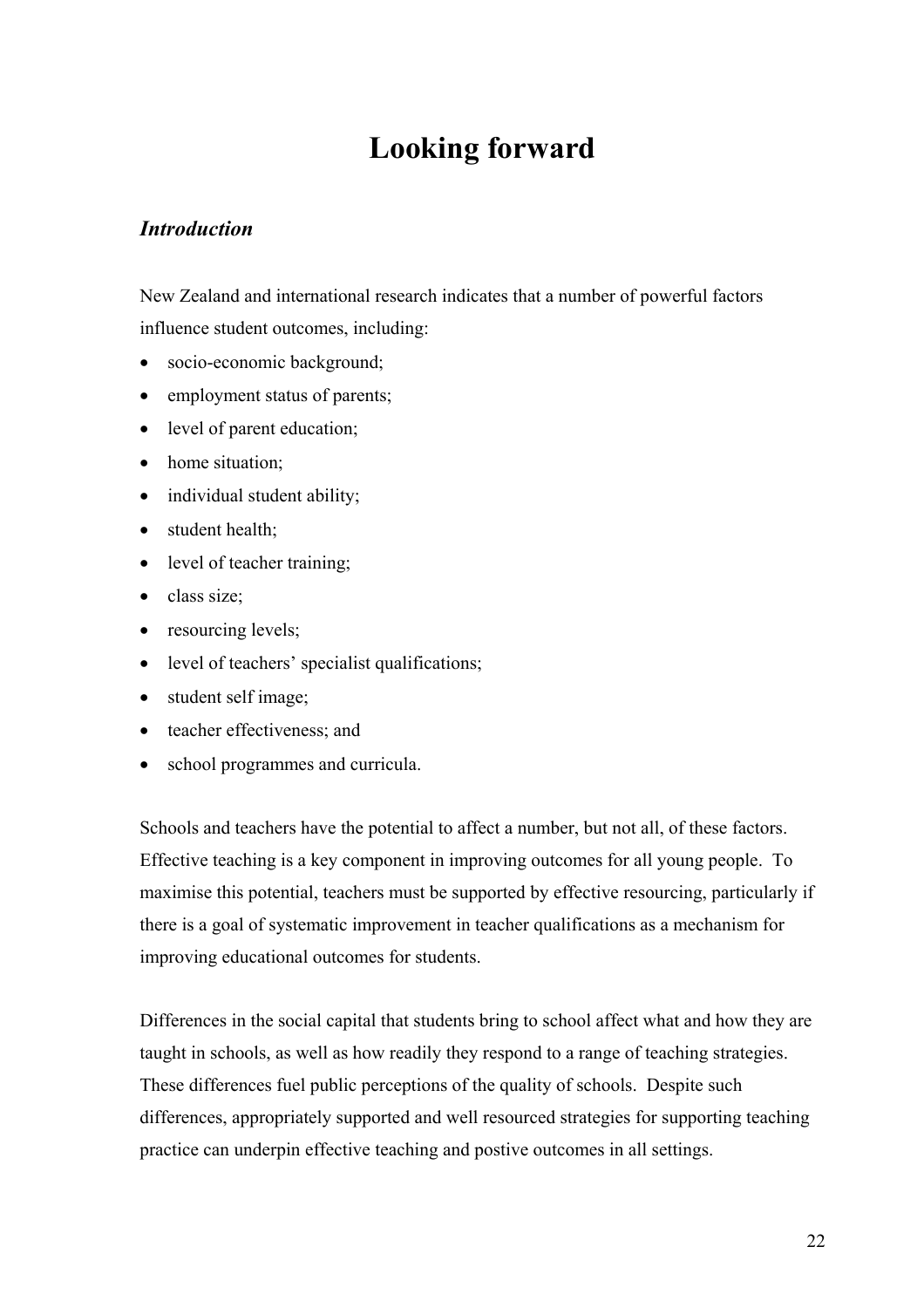# Looking forward

## *Introduction*

New Zealand and international research indicates that a number of powerful factors influence student outcomes, including:

- socio-economic background;
- employment status of parents;
- level of parent education;
- home situation;
- individual student ability;
- student health;
- level of teacher training;
- class size;
- resourcing levels;
- level of teachers' specialist qualifications;
- student self image;
- teacher effectiveness; and
- school programmes and curricula.

Schools and teachers have the potential to affect a number, but not all, of these factors. Effective teaching is a key component in improving outcomes for all young people. To maximise this potential, teachers must be supported by effective resourcing, particularly if there is a goal of systematic improvement in teacher qualifications as a mechanism for improving educational outcomes for students.

Differences in the social capital that students bring to school affect what and how they are taught in schools, as well as how readily they respond to a range of teaching strategies. These differences fuel public perceptions of the quality of schools. Despite such differences, appropriately supported and well resourced strategies for supporting teaching practice can underpin effective teaching and postive outcomes in all settings.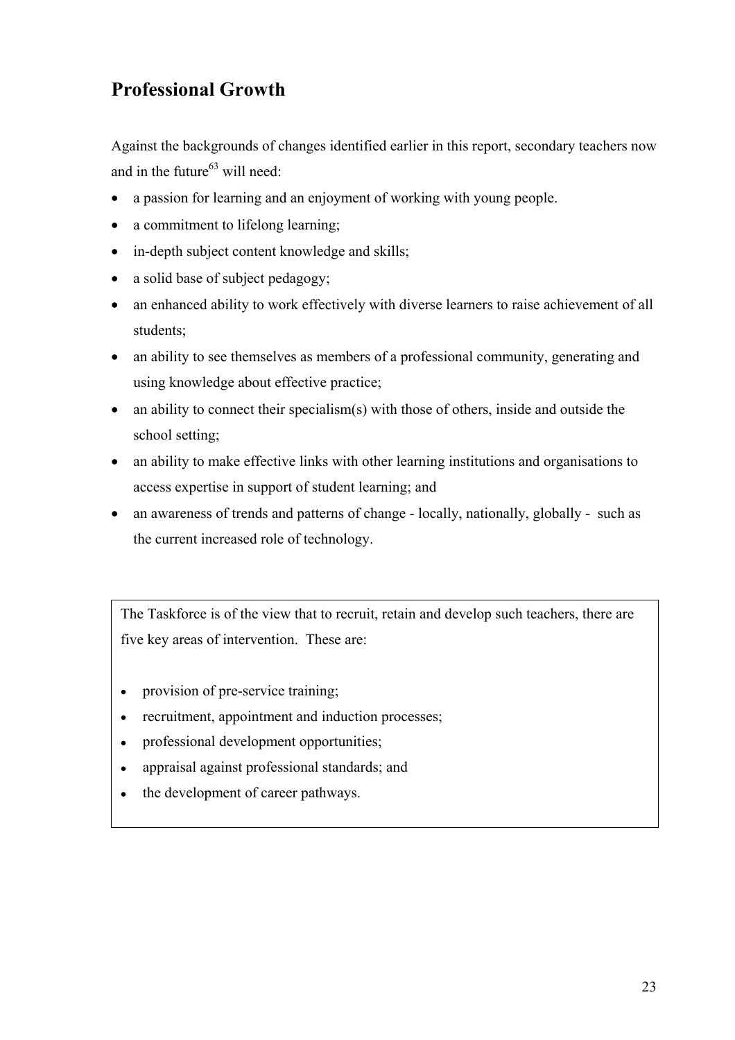## Professional Growth

Against the backgrounds of changes identified earlier in this report, secondary teachers now and in the future[63] will need:

- a passion for learning and an enjoyment of working with young people.
- a commitment to lifelong learning;
- in-depth subject content knowledge and skills;
- a solid base of subject pedagogy;
- an enhanced ability to work effectively with diverse learners to raise achievement of all students;
- an ability to see themselves as members of a professional community, generating and using knowledge about effective practice;
- an ability to connect their specialism(s) with those of others, inside and outside the school setting;
- an ability to make effective links with other learning institutions and organisations to access expertise in support of student learning; and
- an awareness of trends and patterns of change - locally, nationally, globally - such as the current increased role of technology.

The Taskforce is of the view that to recruit, retain and develop such teachers, there are five key areas of intervention. These are:

- provision of pre-service training;
- recruitment, appointment and induction processes;
- professional development opportunities;
- appraisal against professional standards; and
- the development of career pathways.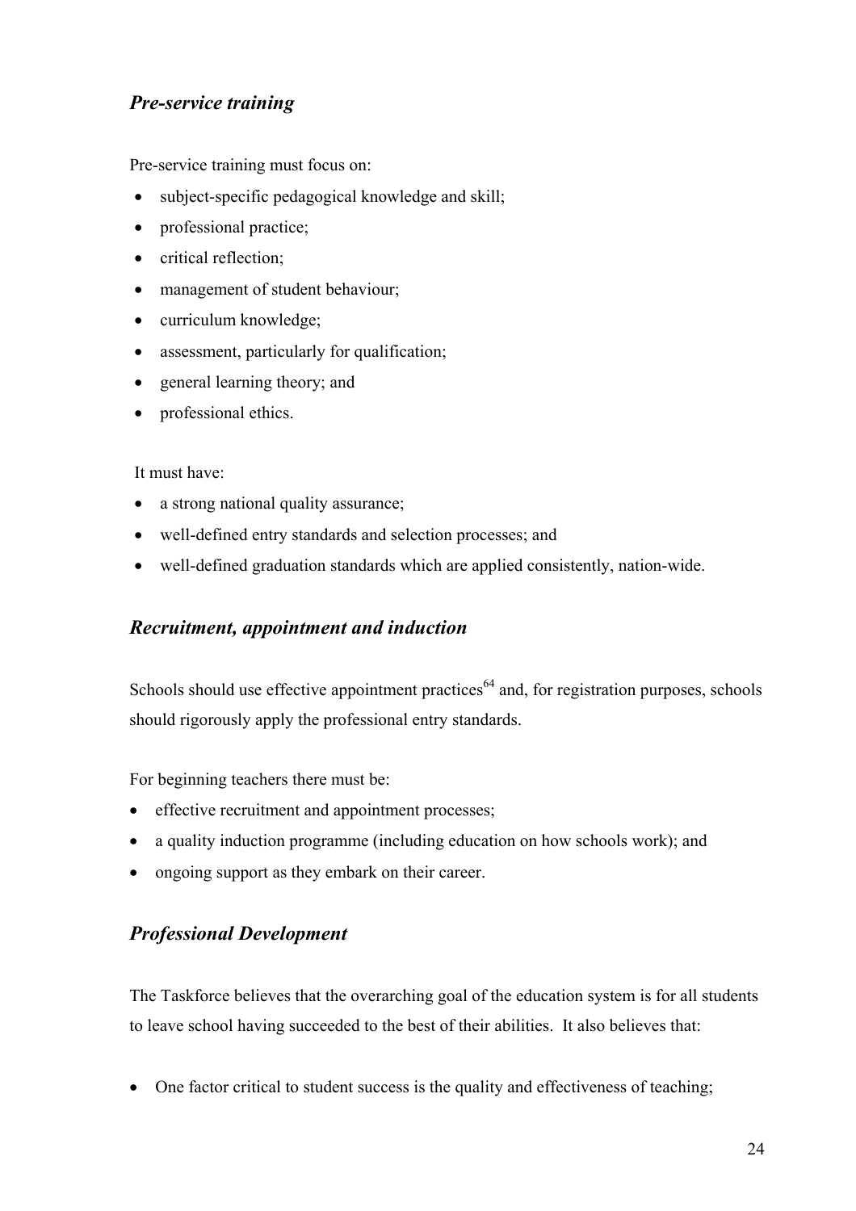### *Pre-service training*

Pre-service training must focus on:

- subject-specific pedagogical knowledge and skill;
- professional practice;
- critical reflection;
- management of student behaviour;
- curriculum knowledge;
- assessment, particularly for qualification;
- general learning theory; and
- professional ethics.

It must have:

- a strong national quality assurance;
- well-defined entry standards and selection processes; and
- well-defined graduation standards which are applied consistently, nation-wide.

### *Recruitment, appointment and induction*

Schools should use effective appointment practices[64] and, for registration purposes, schools should rigorously apply the professional entry standards.

For beginning teachers there must be:

- effective recruitment and appointment processes;
- a quality induction programme (including education on how schools work); and
- ongoing support as they embark on their career.

### *Professional Development*

The Taskforce believes that the overarching goal of the education system is for all students to leave school having succeeded to the best of their abilities. It also believes that:

- One factor critical to student success is the quality and effectiveness of teaching;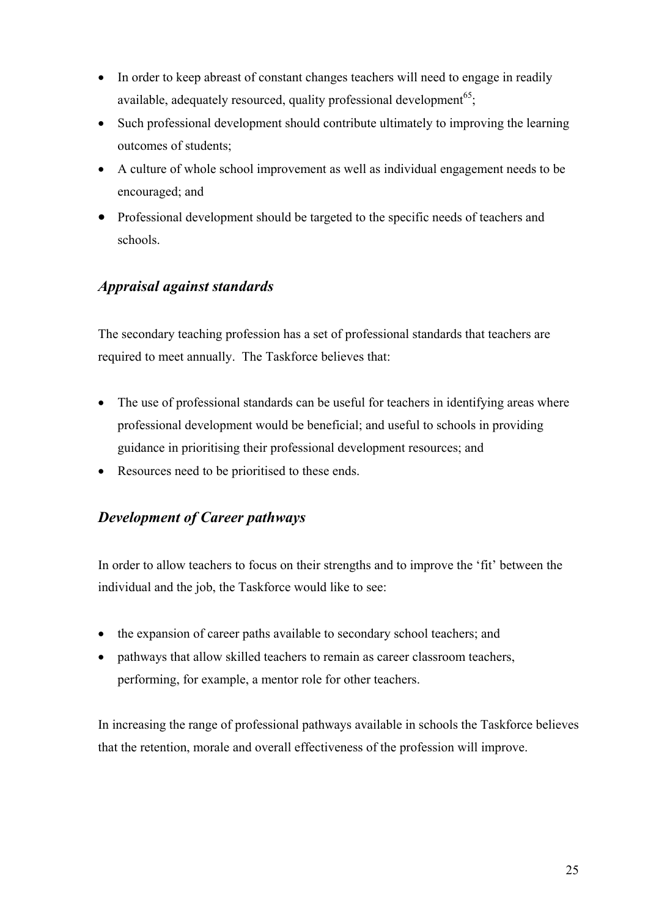- In order to keep abreast of constant changes teachers will need to engage in readily available, adequately resourced, quality professional development[65];
- Such professional development should contribute ultimately to improving the learning outcomes of students;
- A culture of whole school improvement as well as individual engagement needs to be encouraged; and
- Professional development should be targeted to the specific needs of teachers and schools.

### *Appraisal against standards*

The secondary teaching profession has a set of professional standards that teachers are required to meet annually. The Taskforce believes that:

- The use of professional standards can be useful for teachers in identifying areas where professional development would be beneficial; and useful to schools in providing guidance in prioritising their professional development resources; and
- Resources need to be prioritised to these ends.

### *Development of Career pathways*

In order to allow teachers to focus on their strengths and to improve the 'fit' between the individual and the job, the Taskforce would like to see:

- the expansion of career paths available to secondary school teachers; and
- pathways that allow skilled teachers to remain as career classroom teachers, performing, for example, a mentor role for other teachers.

In increasing the range of professional pathways available in schools the Taskforce believes that the retention, morale and overall effectiveness of the profession will improve.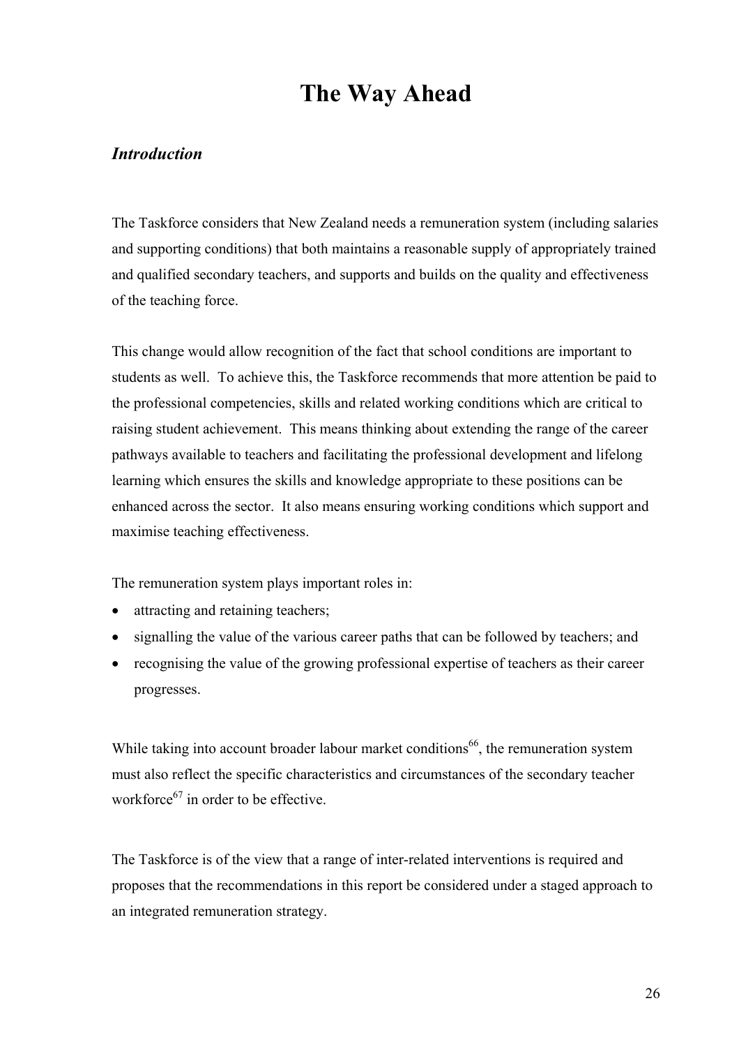# The Way Ahead

## *Introduction*

The Taskforce considers that New Zealand needs a remuneration system (including salaries and supporting conditions) that both maintains a reasonable supply of appropriately trained and qualified secondary teachers, and supports and builds on the quality and effectiveness of the teaching force.

This change would allow recognition of the fact that school conditions are important to students as well. To achieve this, the Taskforce recommends that more attention be paid to the professional competencies, skills and related working conditions which are critical to raising student achievement. This means thinking about extending the range of the career pathways available to teachers and facilitating the professional development and lifelong learning which ensures the skills and knowledge appropriate to these positions can be enhanced across the sector. It also means ensuring working conditions which support and maximise teaching effectiveness.

The remuneration system plays important roles in:

- attracting and retaining teachers;
- signalling the value of the various career paths that can be followed by teachers; and
- recognising the value of the growing professional expertise of teachers as their career progresses.

While taking into account broader labour market conditions[66], the remuneration system must also reflect the specific characteristics and circumstances of the secondary teacher workforce[67] in order to be effective.

The Taskforce is of the view that a range of inter-related interventions is required and proposes that the recommendations in this report be considered under a staged approach to an integrated remuneration strategy.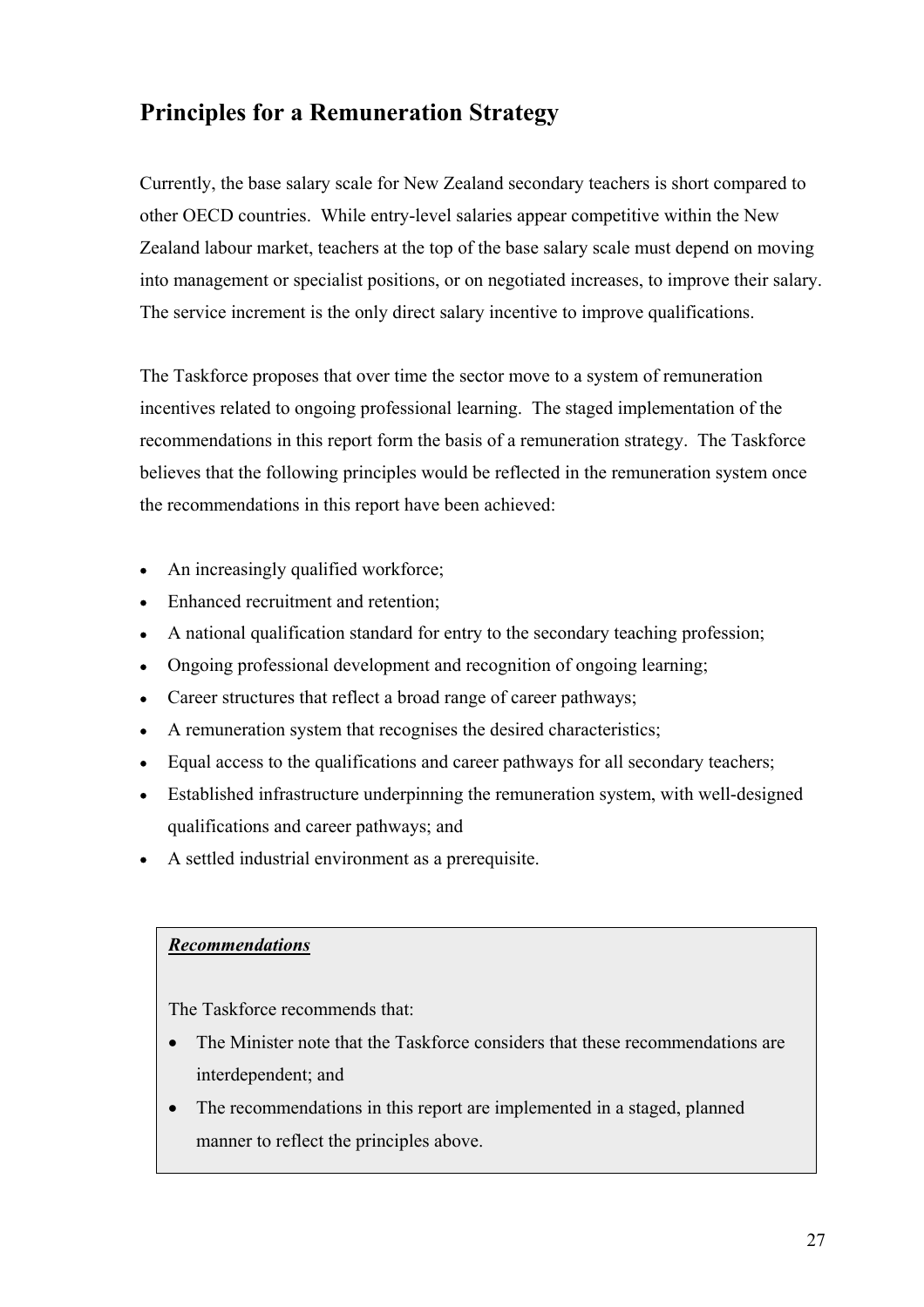## Principles for a Remuneration Strategy

Currently, the base salary scale for New Zealand secondary teachers is short compared to other OECD countries. While entry-level salaries appear competitive within the New Zealand labour market, teachers at the top of the base salary scale must depend on moving into management or specialist positions, or on negotiated increases, to improve their salary. The service increment is the only direct salary incentive to improve qualifications.

The Taskforce proposes that over time the sector move to a system of remuneration incentives related to ongoing professional learning. The staged implementation of the recommendations in this report form the basis of a remuneration strategy. The Taskforce believes that the following principles would be reflected in the remuneration system once the recommendations in this report have been achieved:

- An increasingly qualified workforce;
- Enhanced recruitment and retention;
- A national qualification standard for entry to the secondary teaching profession;
- Ongoing professional development and recognition of ongoing learning;
- Career structures that reflect a broad range of career pathways;
- A remuneration system that recognises the desired characteristics;
- Equal access to the qualifications and career pathways for all secondary teachers;
- Established infrastructure underpinning the remuneration system, with well-designed qualifications and career pathways; and
- A settled industrial environment as a prerequisite.

***Recommendations***

The Taskforce recommends that:

- The Minister note that the Taskforce considers that these recommendations are interdependent; and
- The recommendations in this report are implemented in a staged, planned manner to reflect the principles above.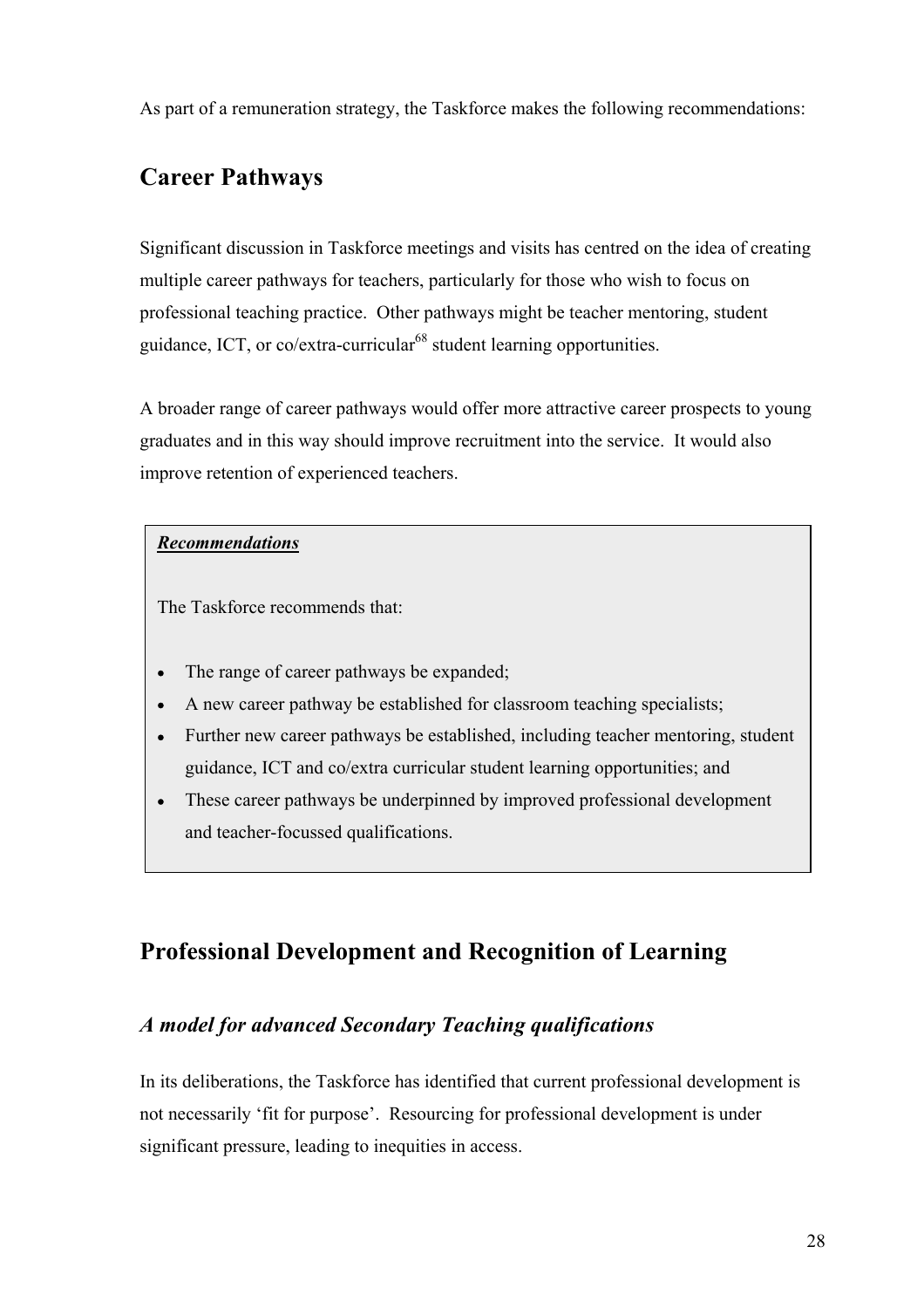As part of a remuneration strategy, the Taskforce makes the following recommendations:

## Career Pathways

Significant discussion in Taskforce meetings and visits has centred on the idea of creating multiple career pathways for teachers, particularly for those who wish to focus on professional teaching practice. Other pathways might be teacher mentoring, student guidance, ICT, or co/extra-curricular[68] student learning opportunities.

A broader range of career pathways would offer more attractive career prospects to young graduates and in this way should improve recruitment into the service. It would also improve retention of experienced teachers.

> ***Recommendations***
>
> The Taskforce recommends that:
>
> - The range of career pathways be expanded;
> - A new career pathway be established for classroom teaching specialists;
> - Further new career pathways be established, including teacher mentoring, student guidance, ICT and co/extra curricular student learning opportunities; and
> - These career pathways be underpinned by improved professional development and teacher-focussed qualifications.

## Professional Development and Recognition of Learning

### *A model for advanced Secondary Teaching qualifications*

In its deliberations, the Taskforce has identified that current professional development is not necessarily 'fit for purpose'. Resourcing for professional development is under significant pressure, leading to inequities in access.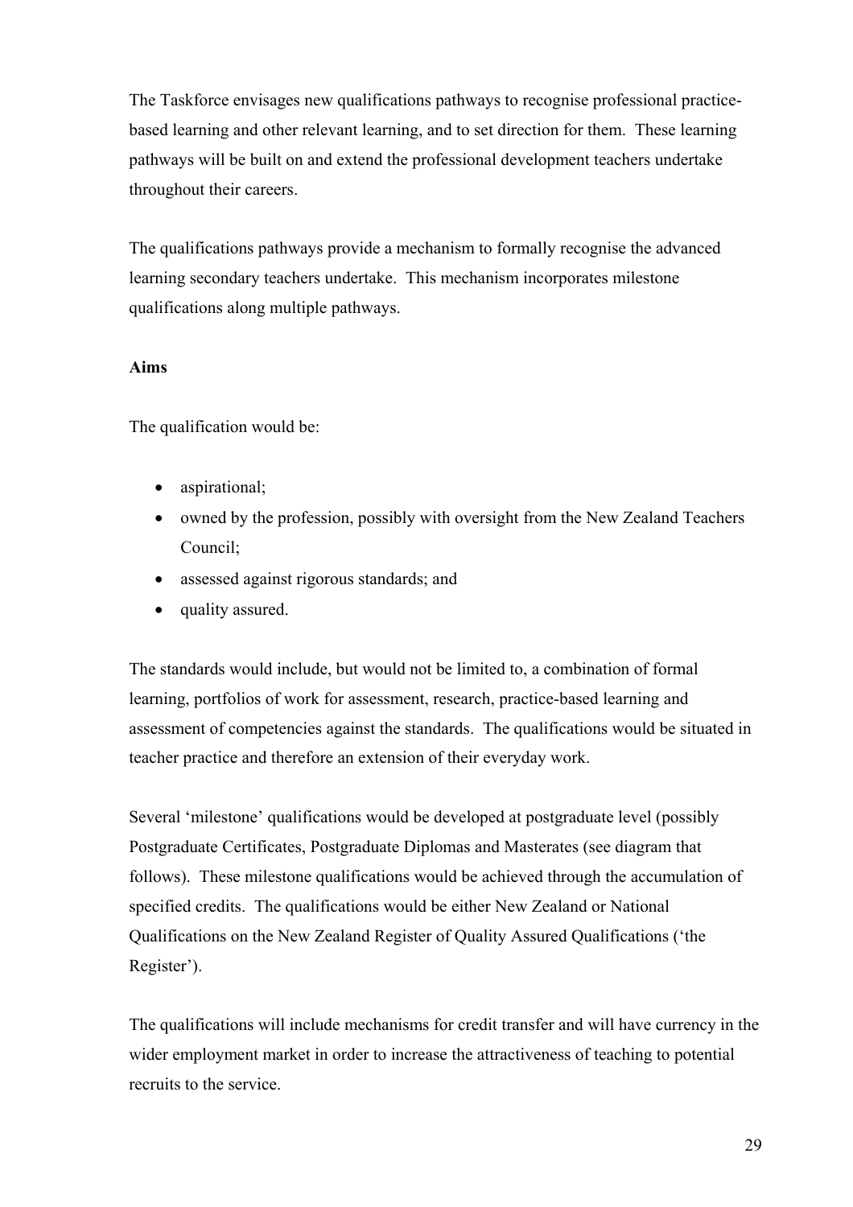The Taskforce envisages new qualifications pathways to recognise professional practice-based learning and other relevant learning, and to set direction for them. These learning pathways will be built on and extend the professional development teachers undertake throughout their careers.

The qualifications pathways provide a mechanism to formally recognise the advanced learning secondary teachers undertake. This mechanism incorporates milestone qualifications along multiple pathways.

**Aims**

The qualification would be:

- aspirational;
- owned by the profession, possibly with oversight from the New Zealand Teachers Council;
- assessed against rigorous standards; and
- quality assured.

The standards would include, but would not be limited to, a combination of formal learning, portfolios of work for assessment, research, practice-based learning and assessment of competencies against the standards. The qualifications would be situated in teacher practice and therefore an extension of their everyday work.

Several 'milestone' qualifications would be developed at postgraduate level (possibly Postgraduate Certificates, Postgraduate Diplomas and Masterates (see diagram that follows). These milestone qualifications would be achieved through the accumulation of specified credits. The qualifications would be either New Zealand or National Qualifications on the New Zealand Register of Quality Assured Qualifications ('the Register').

The qualifications will include mechanisms for credit transfer and will have currency in the wider employment market in order to increase the attractiveness of teaching to potential recruits to the service.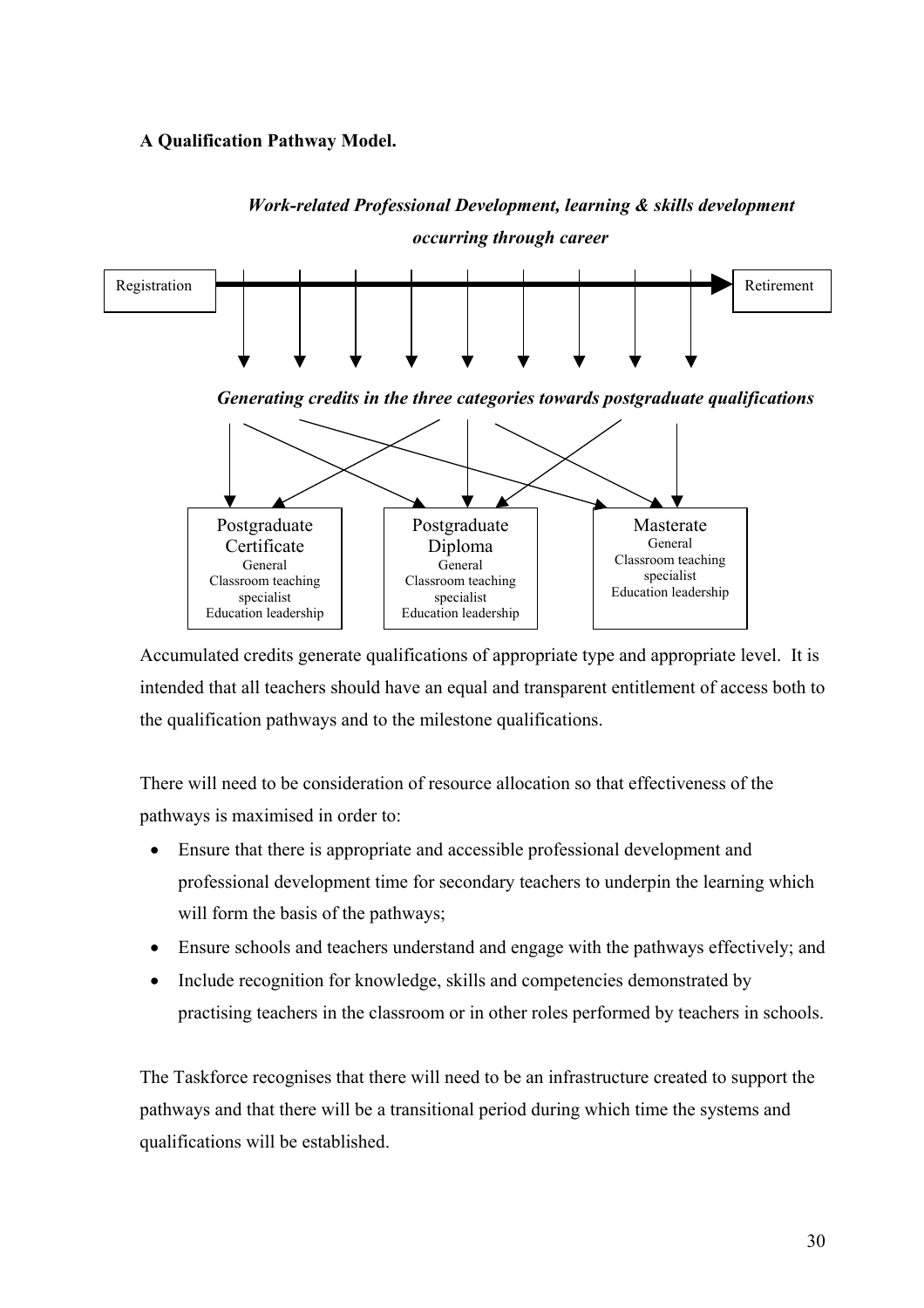**A Qualification Pathway Model.**

*Work-related Professional Development, learning & skills development occurring through career*

Registration → Retirement

*Generating credits in the three categories towards postgraduate qualifications*

Postgraduate Certificate
General
Classroom teaching specialist
Education leadership

Postgraduate Diploma
General
Classroom teaching specialist
Education leadership

Masterate
General
Classroom teaching specialist
Education leadership

Accumulated credits generate qualifications of appropriate type and appropriate level. It is intended that all teachers should have an equal and transparent entitlement of access both to the qualification pathways and to the milestone qualifications.

There will need to be consideration of resource allocation so that effectiveness of the pathways is maximised in order to:

- Ensure that there is appropriate and accessible professional development and professional development time for secondary teachers to underpin the learning which will form the basis of the pathways;
- Ensure schools and teachers understand and engage with the pathways effectively; and
- Include recognition for knowledge, skills and competencies demonstrated by practising teachers in the classroom or in other roles performed by teachers in schools.

The Taskforce recognises that there will need to be an infrastructure created to support the pathways and that there will be a transitional period during which time the systems and qualifications will be established.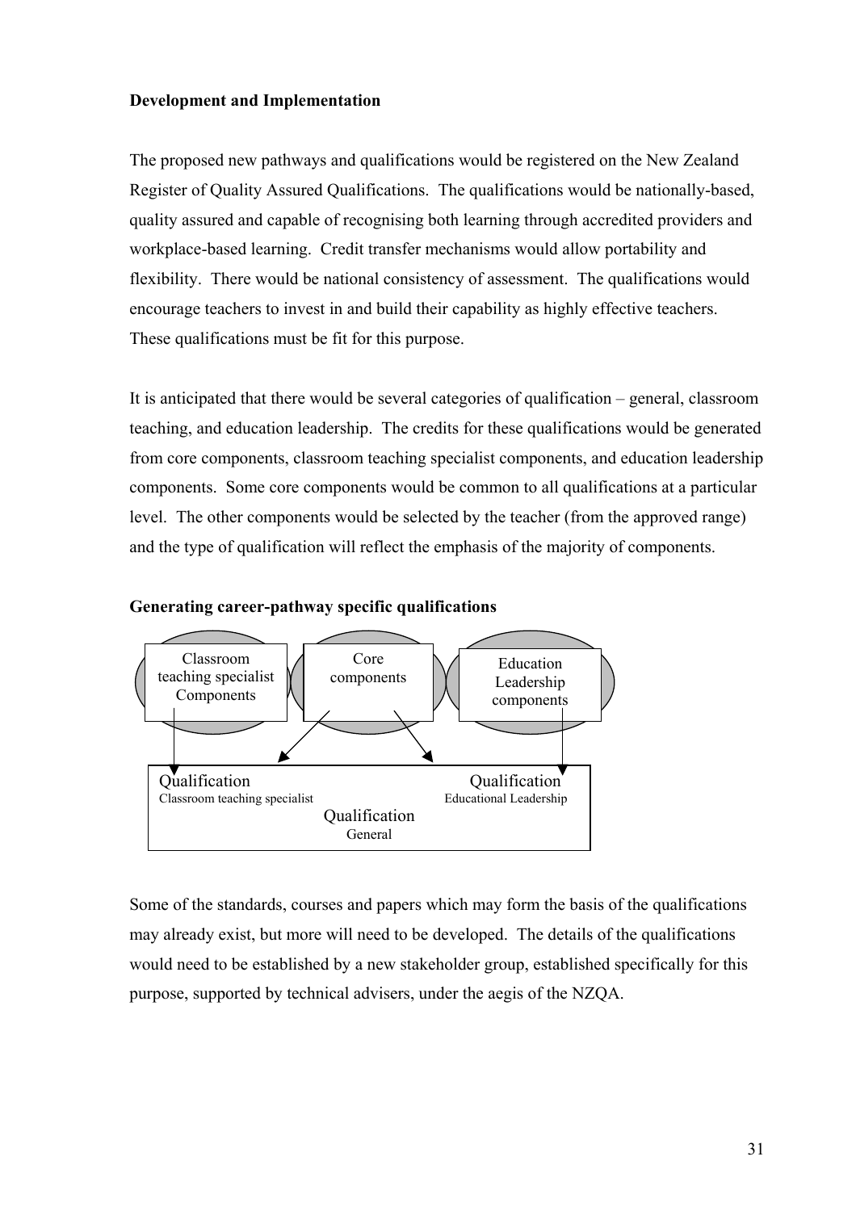**Development and Implementation**

The proposed new pathways and qualifications would be registered on the New Zealand Register of Quality Assured Qualifications. The qualifications would be nationally-based, quality assured and capable of recognising both learning through accredited providers and workplace-based learning. Credit transfer mechanisms would allow portability and flexibility. There would be national consistency of assessment. The qualifications would encourage teachers to invest in and build their capability as highly effective teachers. These qualifications must be fit for this purpose.

It is anticipated that there would be several categories of qualification – general, classroom teaching, and education leadership. The credits for these qualifications would be generated from core components, classroom teaching specialist components, and education leadership components. Some core components would be common to all qualifications at a particular level. The other components would be selected by the teacher (from the approved range) and the type of qualification will reflect the emphasis of the majority of components.

**Generating career-pathway specific qualifications**

Classroom teaching specialist Components

Core components

Education Leadership components

Qualification
Classroom teaching specialist

Qualification
Educational Leadership

Qualification
General

Some of the standards, courses and papers which may form the basis of the qualifications may already exist, but more will need to be developed. The details of the qualifications would need to be established by a new stakeholder group, established specifically for this purpose, supported by technical advisers, under the aegis of the NZQA.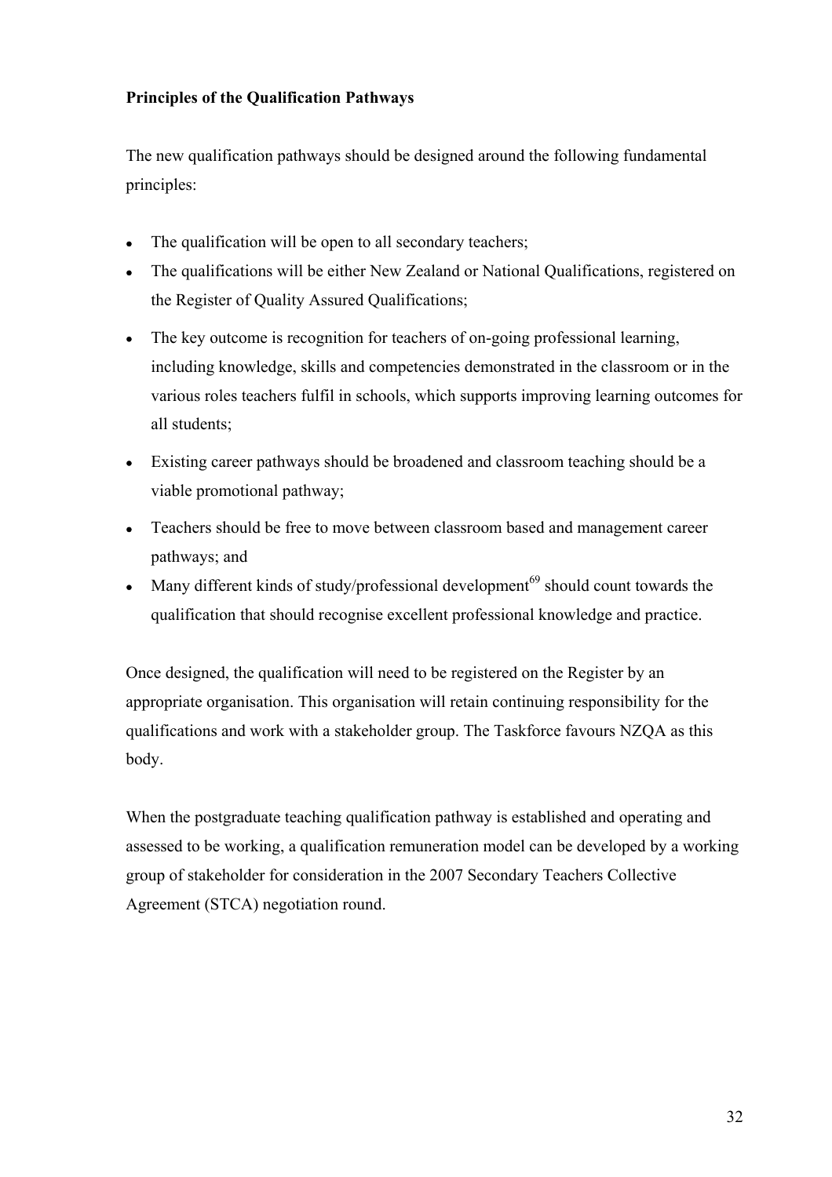**Principles of the Qualification Pathways**

The new qualification pathways should be designed around the following fundamental principles:

- The qualification will be open to all secondary teachers;
- The qualifications will be either New Zealand or National Qualifications, registered on the Register of Quality Assured Qualifications;
- The key outcome is recognition for teachers of on-going professional learning, including knowledge, skills and competencies demonstrated in the classroom or in the various roles teachers fulfil in schools, which supports improving learning outcomes for all students;
- Existing career pathways should be broadened and classroom teaching should be a viable promotional pathway;
- Teachers should be free to move between classroom based and management career pathways; and
- Many different kinds of study/professional development[69] should count towards the qualification that should recognise excellent professional knowledge and practice.

Once designed, the qualification will need to be registered on the Register by an appropriate organisation. This organisation will retain continuing responsibility for the qualifications and work with a stakeholder group. The Taskforce favours NZQA as this body.

When the postgraduate teaching qualification pathway is established and operating and assessed to be working, a qualification remuneration model can be developed by a working group of stakeholder for consideration in the 2007 Secondary Teachers Collective Agreement (STCA) negotiation round.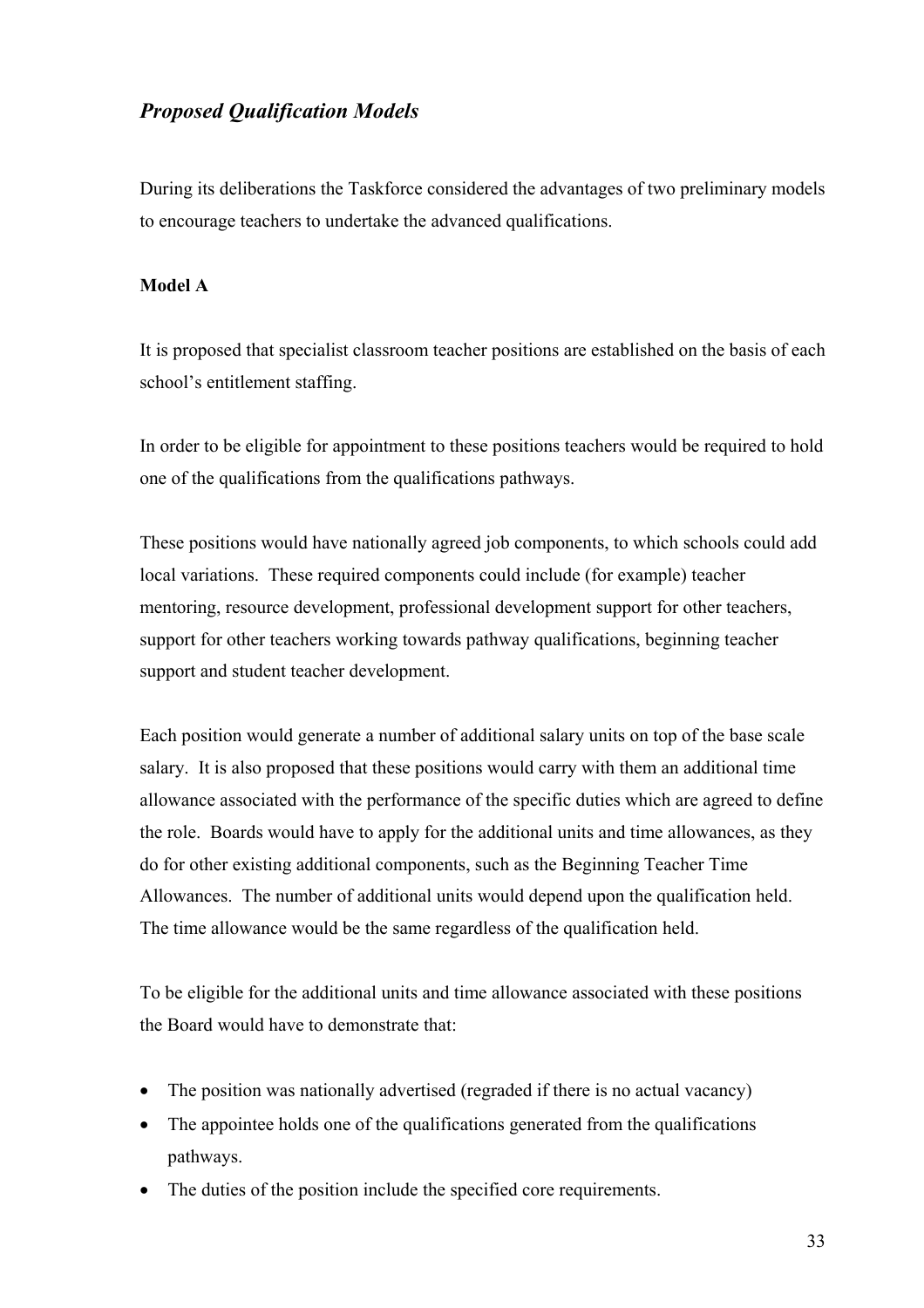## *Proposed Qualification Models*

During its deliberations the Taskforce considered the advantages of two preliminary models to encourage teachers to undertake the advanced qualifications.

**Model A**

It is proposed that specialist classroom teacher positions are established on the basis of each school's entitlement staffing.

In order to be eligible for appointment to these positions teachers would be required to hold one of the qualifications from the qualifications pathways.

These positions would have nationally agreed job components, to which schools could add local variations. These required components could include (for example) teacher mentoring, resource development, professional development support for other teachers, support for other teachers working towards pathway qualifications, beginning teacher support and student teacher development.

Each position would generate a number of additional salary units on top of the base scale salary. It is also proposed that these positions would carry with them an additional time allowance associated with the performance of the specific duties which are agreed to define the role. Boards would have to apply for the additional units and time allowances, as they do for other existing additional components, such as the Beginning Teacher Time Allowances. The number of additional units would depend upon the qualification held. The time allowance would be the same regardless of the qualification held.

To be eligible for the additional units and time allowance associated with these positions the Board would have to demonstrate that:

- The position was nationally advertised (regraded if there is no actual vacancy)
- The appointee holds one of the qualifications generated from the qualifications pathways.
- The duties of the position include the specified core requirements.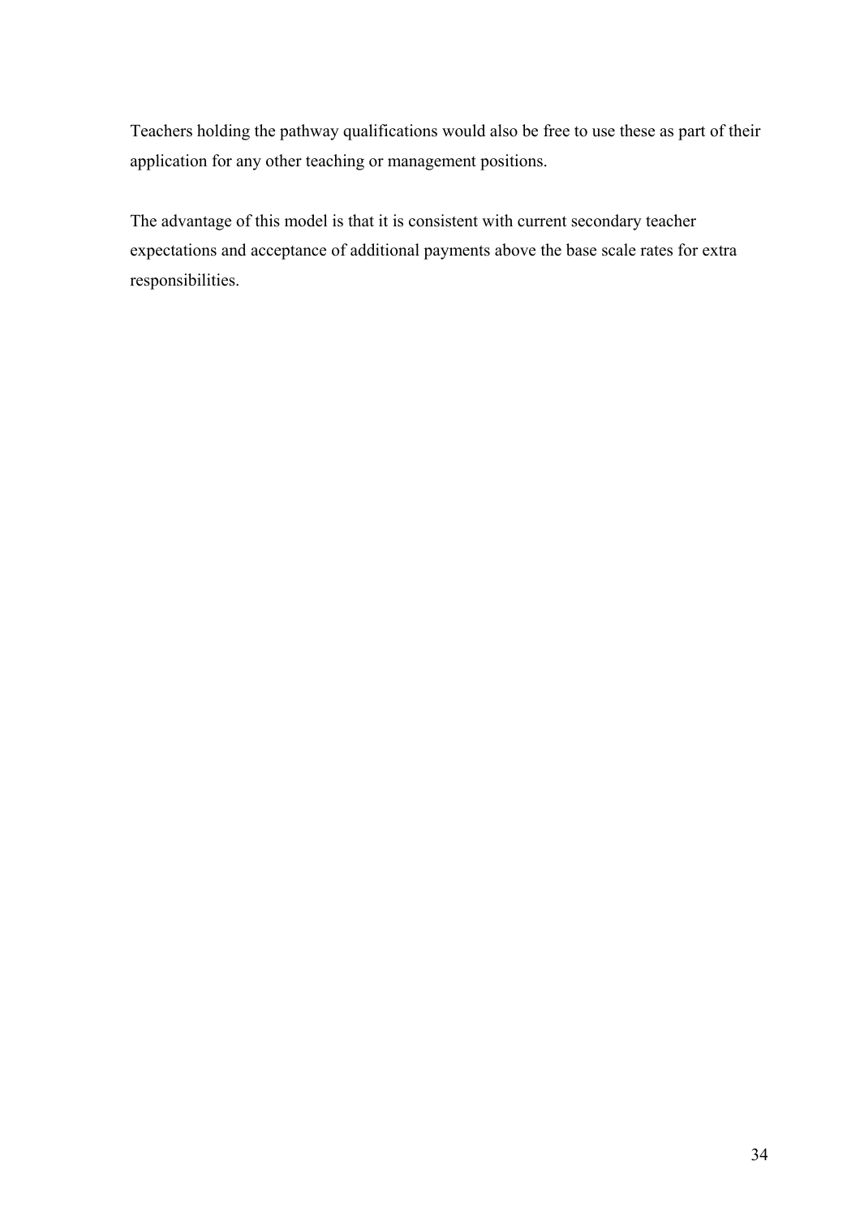Teachers holding the pathway qualifications would also be free to use these as part of their application for any other teaching or management positions.

The advantage of this model is that it is consistent with current secondary teacher expectations and acceptance of additional payments above the base scale rates for extra responsibilities.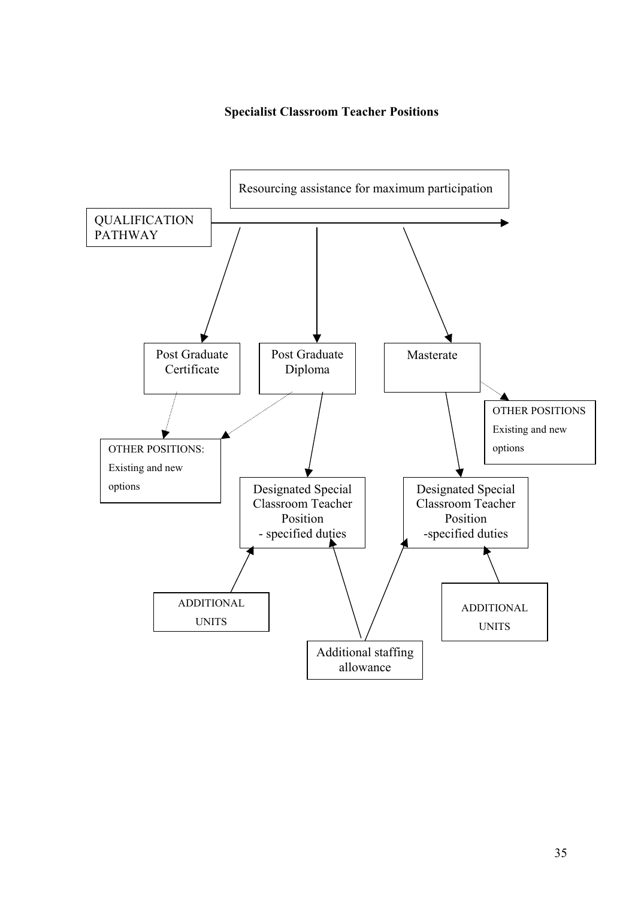**Specialist Classroom Teacher Positions**

Resourcing assistance for maximum participation

QUALIFICATION PATHWAY

Post Graduate Certificate

Post Graduate Diploma

Masterate

OTHER POSITIONS: Existing and new options

OTHER POSITIONS Existing and new options

Designated Special Classroom Teacher Position
- specified duties

Designated Special Classroom Teacher Position
-specified duties

ADDITIONAL UNITS

ADDITIONAL UNITS

Additional staffing allowance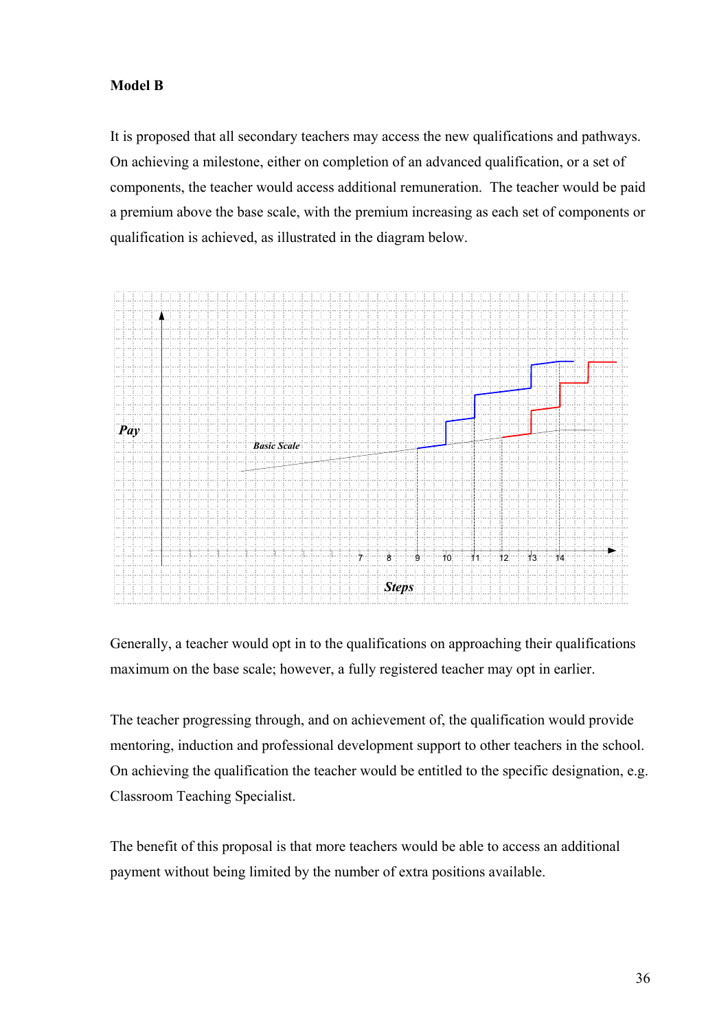**Model B**

It is proposed that all secondary teachers may access the new qualifications and pathways. On achieving a milestone, either on completion of an advanced qualification, or a set of components, the teacher would access additional remuneration. The teacher would be paid a premium above the base scale, with the premium increasing as each set of components or qualification is achieved, as illustrated in the diagram below.

Pay

Basic Scale

7 8 9 10 11 12 13 14

Steps

Generally, a teacher would opt in to the qualifications on approaching their qualifications maximum on the base scale; however, a fully registered teacher may opt in earlier.

The teacher progressing through, and on achievement of, the qualification would provide mentoring, induction and professional development support to other teachers in the school. On achieving the qualification the teacher would be entitled to the specific designation, e.g. Classroom Teaching Specialist.

The benefit of this proposal is that more teachers would be able to access an additional payment without being limited by the number of extra positions available.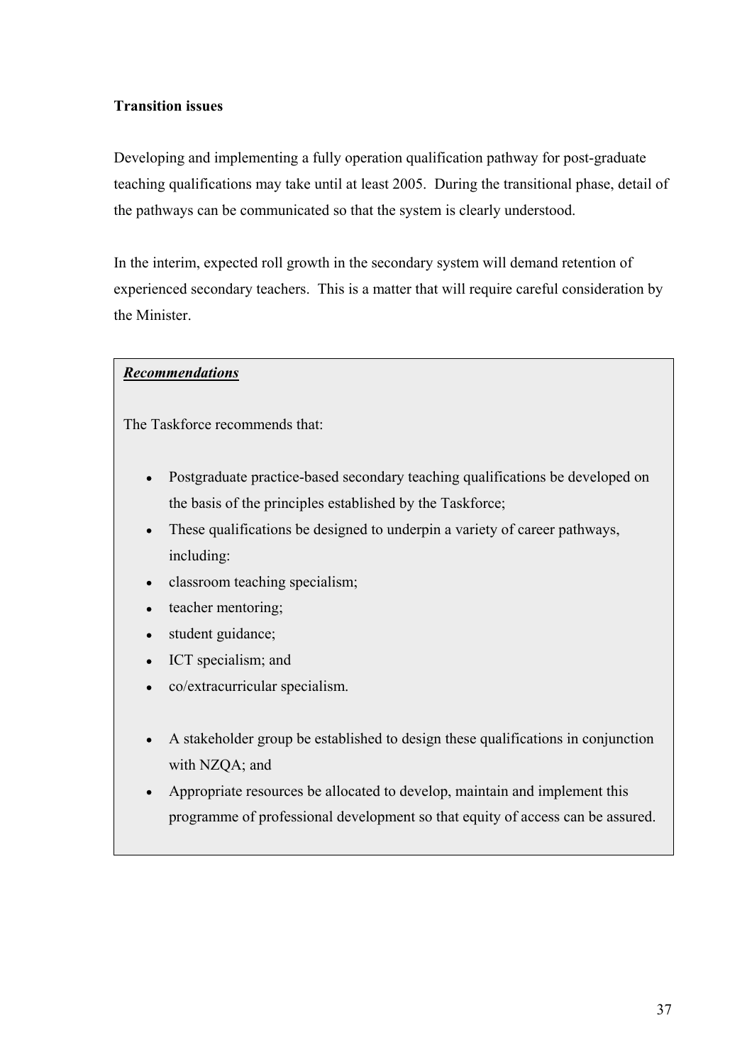**Transition issues**

Developing and implementing a fully operation qualification pathway for post-graduate teaching qualifications may take until at least 2005. During the transitional phase, detail of the pathways can be communicated so that the system is clearly understood.

In the interim, expected roll growth in the secondary system will demand retention of experienced secondary teachers. This is a matter that will require careful consideration by the Minister.

***Recommendations***

The Taskforce recommends that:

- Postgraduate practice-based secondary teaching qualifications be developed on the basis of the principles established by the Taskforce;
- These qualifications be designed to underpin a variety of career pathways, including:
- classroom teaching specialism;
- teacher mentoring;
- student guidance;
- ICT specialism; and
- co/extracurricular specialism.

- A stakeholder group be established to design these qualifications in conjunction with NZQA; and
- Appropriate resources be allocated to develop, maintain and implement this programme of professional development so that equity of access can be assured.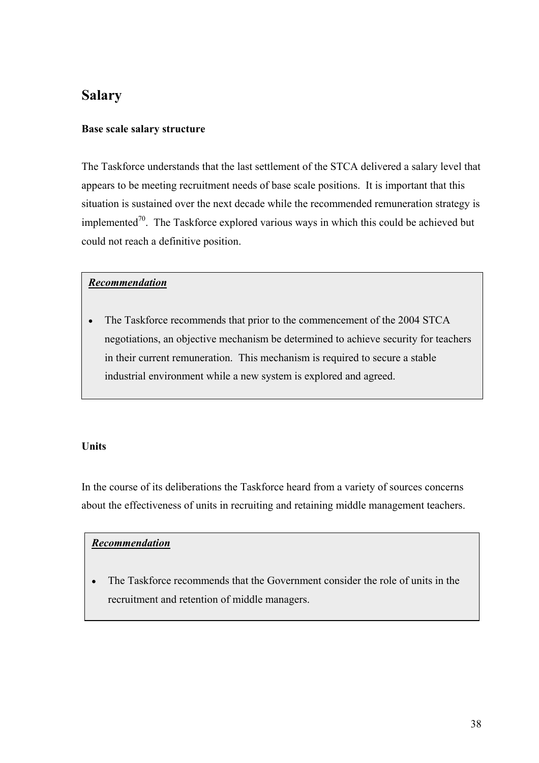## Salary

**Base scale salary structure**

The Taskforce understands that the last settlement of the STCA delivered a salary level that appears to be meeting recruitment needs of base scale positions. It is important that this situation is sustained over the next decade while the recommended remuneration strategy is implemented[70]. The Taskforce explored various ways in which this could be achieved but could not reach a definitive position.

> ***Recommendation***
>
> - The Taskforce recommends that prior to the commencement of the 2004 STCA negotiations, an objective mechanism be determined to achieve security for teachers in their current remuneration. This mechanism is required to secure a stable industrial environment while a new system is explored and agreed.

**Units**

In the course of its deliberations the Taskforce heard from a variety of sources concerns about the effectiveness of units in recruiting and retaining middle management teachers.

> ***Recommendation***
>
> - The Taskforce recommends that the Government consider the role of units in the recruitment and retention of middle managers.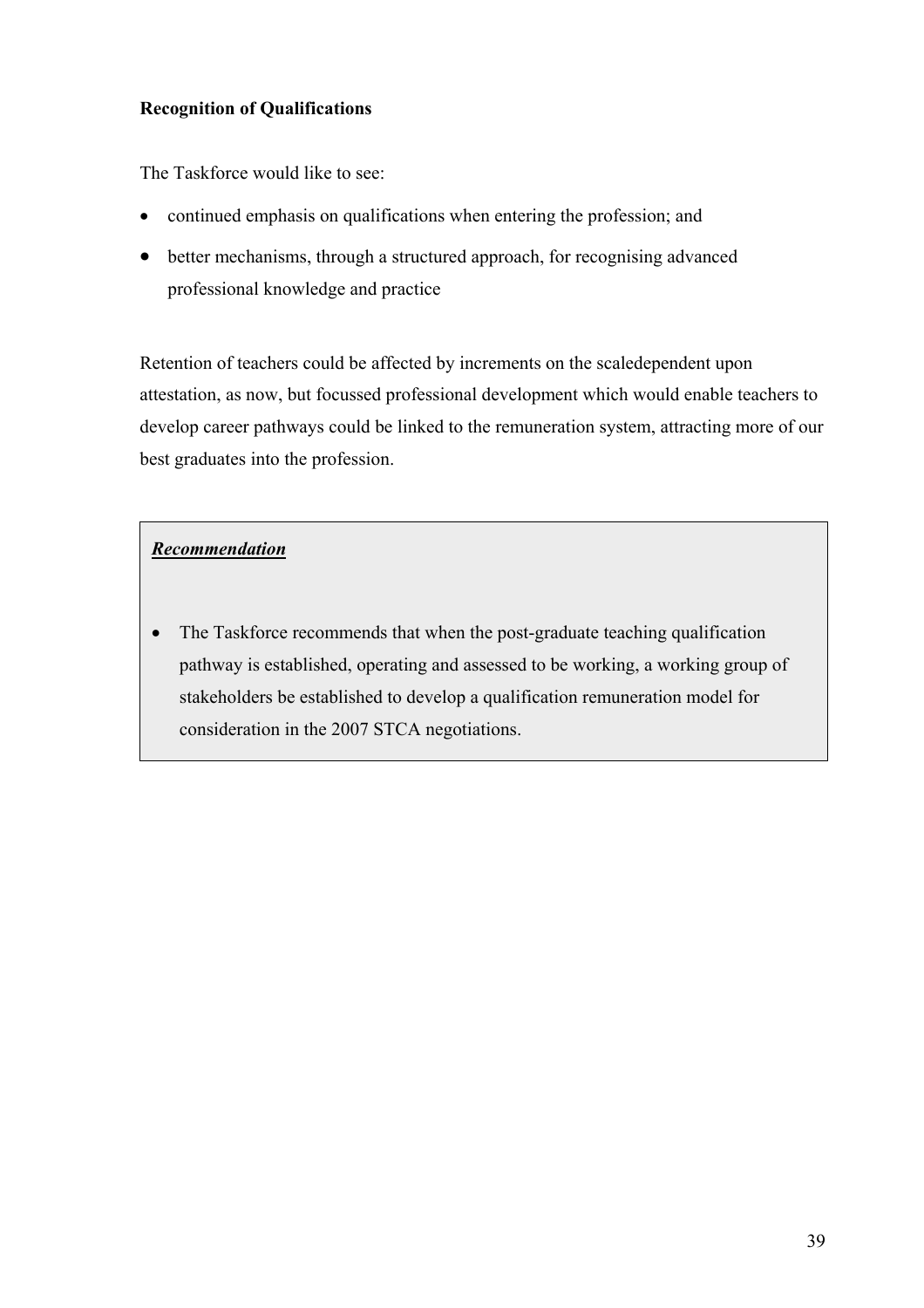**Recognition of Qualifications**

The Taskforce would like to see:

- continued emphasis on qualifications when entering the profession; and
- better mechanisms, through a structured approach, for recognising advanced professional knowledge and practice

Retention of teachers could be affected by increments on the scaledependent upon attestation, as now, but focussed professional development which would enable teachers to develop career pathways could be linked to the remuneration system, attracting more of our best graduates into the profession.

***Recommendation***

- The Taskforce recommends that when the post-graduate teaching qualification pathway is established, operating and assessed to be working, a working group of stakeholders be established to develop a qualification remuneration model for consideration in the 2007 STCA negotiations.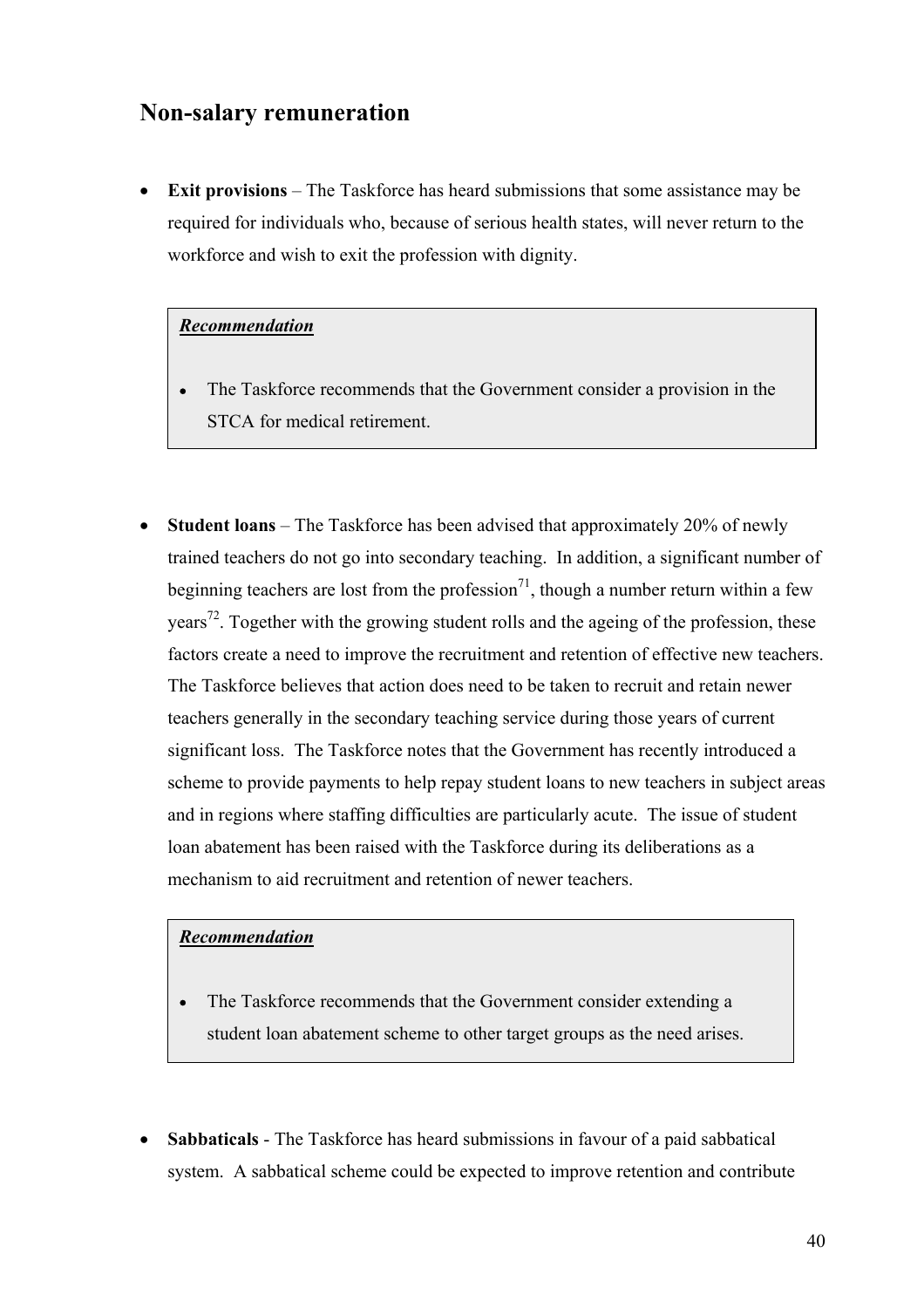## Non-salary remuneration

- **Exit provisions** – The Taskforce has heard submissions that some assistance may be required for individuals who, because of serious health states, will never return to the workforce and wish to exit the profession with dignity.

> ***Recommendation***
>
> - The Taskforce recommends that the Government consider a provision in the STCA for medical retirement.

- **Student loans** – The Taskforce has been advised that approximately 20% of newly trained teachers do not go into secondary teaching. In addition, a significant number of beginning teachers are lost from the profession[71], though a number return within a few years[72]. Together with the growing student rolls and the ageing of the profession, these factors create a need to improve the recruitment and retention of effective new teachers. The Taskforce believes that action does need to be taken to recruit and retain newer teachers generally in the secondary teaching service during those years of current significant loss. The Taskforce notes that the Government has recently introduced a scheme to provide payments to help repay student loans to new teachers in subject areas and in regions where staffing difficulties are particularly acute. The issue of student loan abatement has been raised with the Taskforce during its deliberations as a mechanism to aid recruitment and retention of newer teachers.

> ***Recommendation***
>
> - The Taskforce recommends that the Government consider extending a student loan abatement scheme to other target groups as the need arises.

- **Sabbaticals** - The Taskforce has heard submissions in favour of a paid sabbatical system. A sabbatical scheme could be expected to improve retention and contribute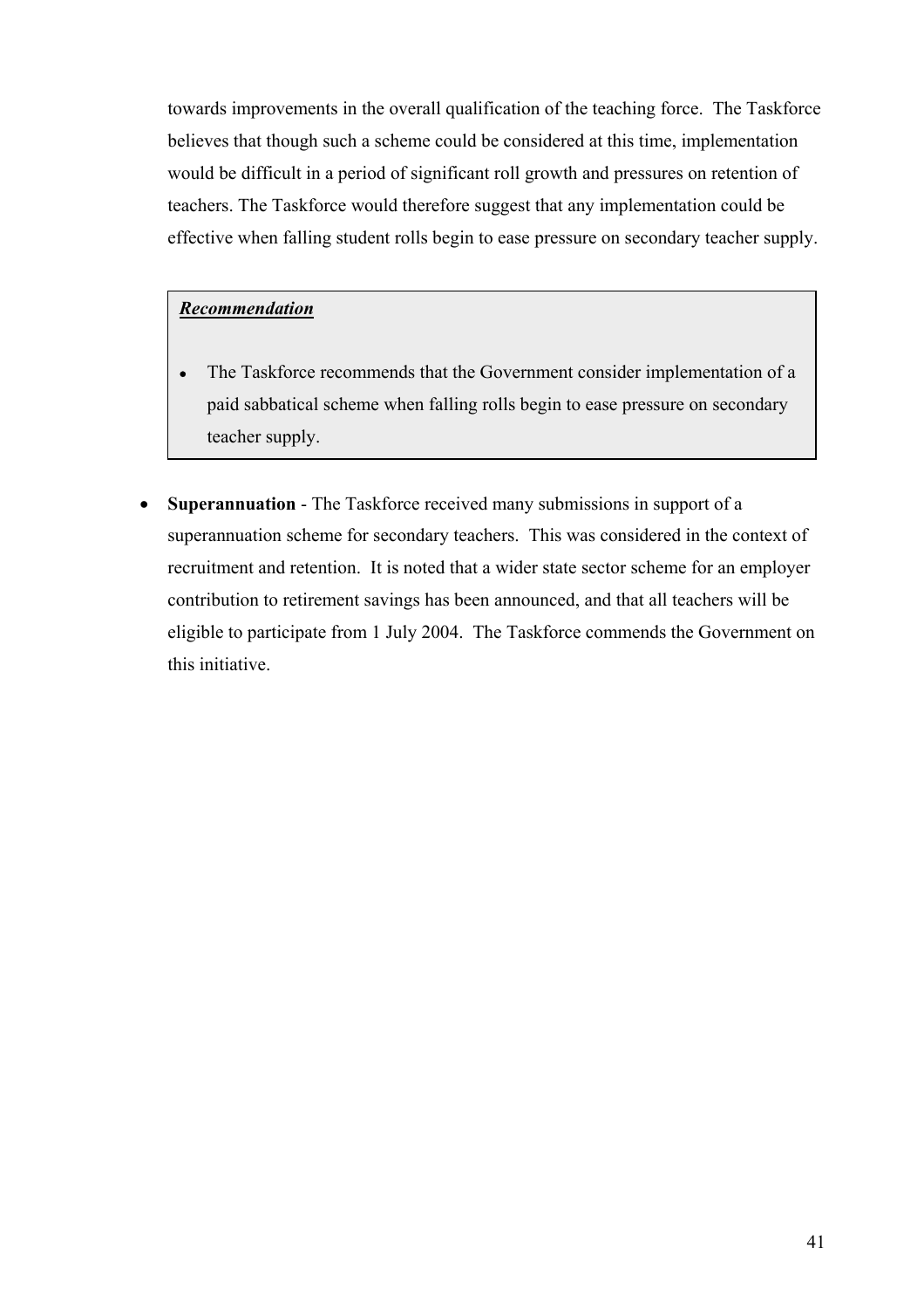towards improvements in the overall qualification of the teaching force. The Taskforce believes that though such a scheme could be considered at this time, implementation would be difficult in a period of significant roll growth and pressures on retention of teachers. The Taskforce would therefore suggest that any implementation could be effective when falling student rolls begin to ease pressure on secondary teacher supply.

> ***Recommendation***
>
> - The Taskforce recommends that the Government consider implementation of a paid sabbatical scheme when falling rolls begin to ease pressure on secondary teacher supply.

- **Superannuation** - The Taskforce received many submissions in support of a superannuation scheme for secondary teachers. This was considered in the context of recruitment and retention. It is noted that a wider state sector scheme for an employer contribution to retirement savings has been announced, and that all teachers will be eligible to participate from 1 July 2004. The Taskforce commends the Government on this initiative.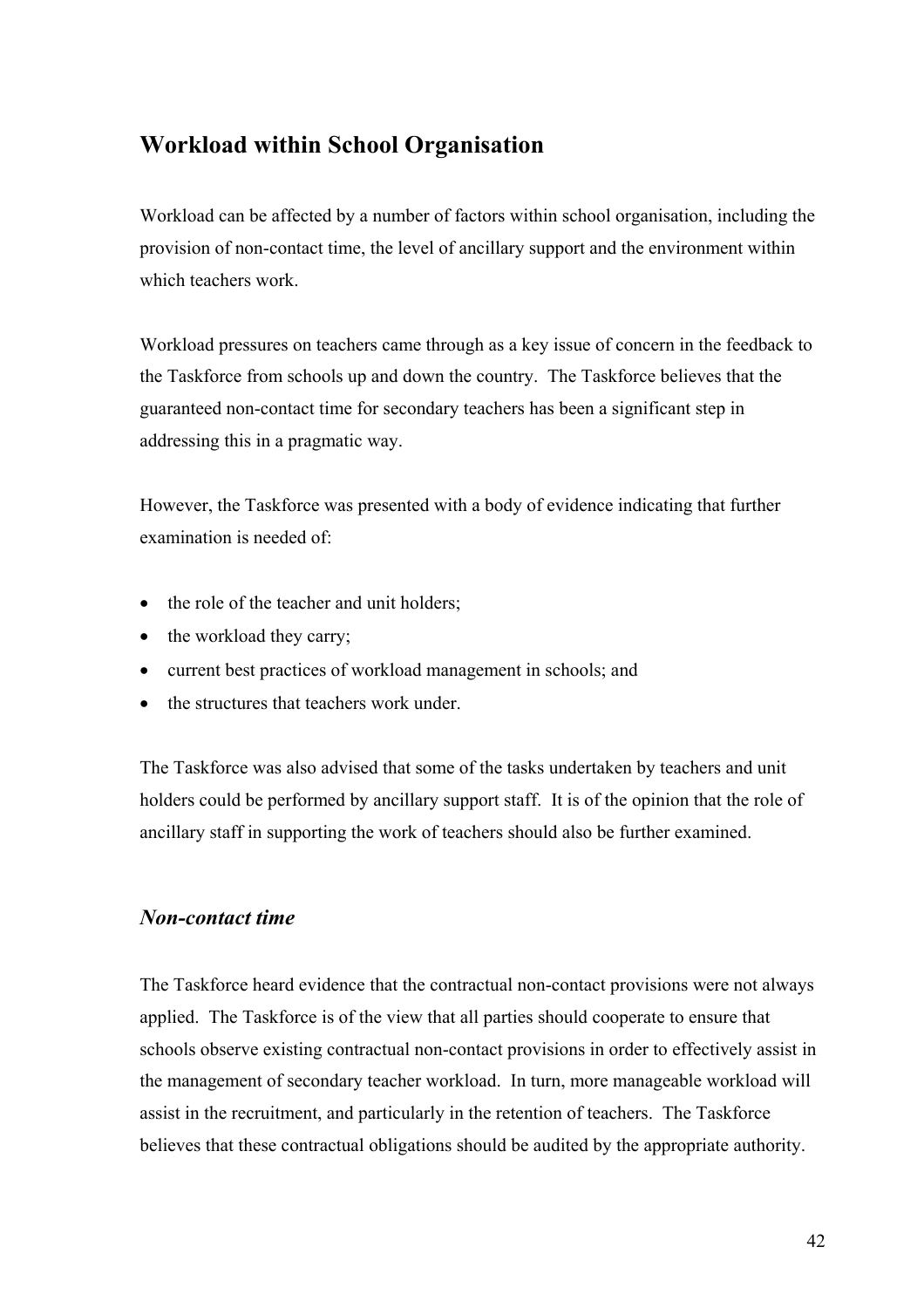## Workload within School Organisation

Workload can be affected by a number of factors within school organisation, including the provision of non-contact time, the level of ancillary support and the environment within which teachers work.

Workload pressures on teachers came through as a key issue of concern in the feedback to the Taskforce from schools up and down the country. The Taskforce believes that the guaranteed non-contact time for secondary teachers has been a significant step in addressing this in a pragmatic way.

However, the Taskforce was presented with a body of evidence indicating that further examination is needed of:

- the role of the teacher and unit holders;
- the workload they carry;
- current best practices of workload management in schools; and
- the structures that teachers work under.

The Taskforce was also advised that some of the tasks undertaken by teachers and unit holders could be performed by ancillary support staff. It is of the opinion that the role of ancillary staff in supporting the work of teachers should also be further examined.

### *Non-contact time*

The Taskforce heard evidence that the contractual non-contact provisions were not always applied. The Taskforce is of the view that all parties should cooperate to ensure that schools observe existing contractual non-contact provisions in order to effectively assist in the management of secondary teacher workload. In turn, more manageable workload will assist in the recruitment, and particularly in the retention of teachers. The Taskforce believes that these contractual obligations should be audited by the appropriate authority.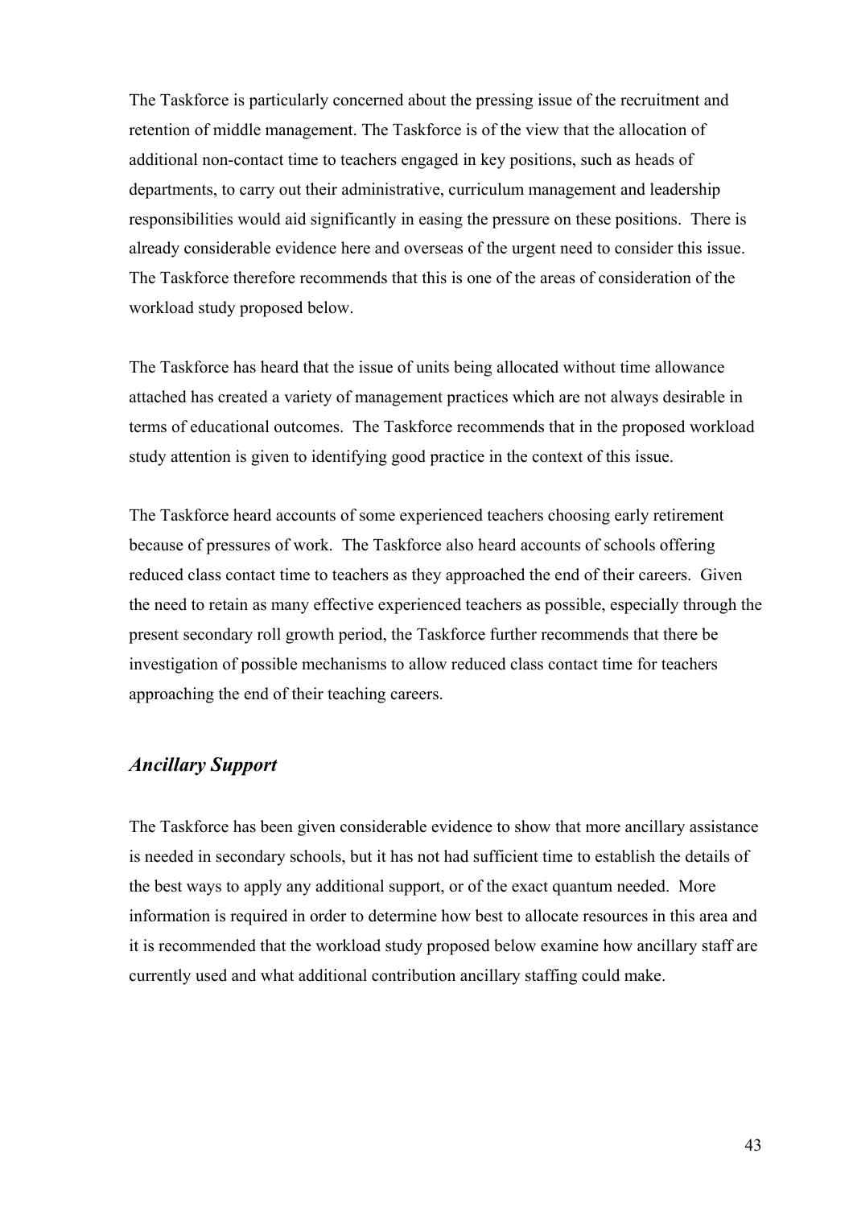The Taskforce is particularly concerned about the pressing issue of the recruitment and retention of middle management. The Taskforce is of the view that the allocation of additional non-contact time to teachers engaged in key positions, such as heads of departments, to carry out their administrative, curriculum management and leadership responsibilities would aid significantly in easing the pressure on these positions. There is already considerable evidence here and overseas of the urgent need to consider this issue. The Taskforce therefore recommends that this is one of the areas of consideration of the workload study proposed below.

The Taskforce has heard that the issue of units being allocated without time allowance attached has created a variety of management practices which are not always desirable in terms of educational outcomes. The Taskforce recommends that in the proposed workload study attention is given to identifying good practice in the context of this issue.

The Taskforce heard accounts of some experienced teachers choosing early retirement because of pressures of work. The Taskforce also heard accounts of schools offering reduced class contact time to teachers as they approached the end of their careers. Given the need to retain as many effective experienced teachers as possible, especially through the present secondary roll growth period, the Taskforce further recommends that there be investigation of possible mechanisms to allow reduced class contact time for teachers approaching the end of their teaching careers.

### *Ancillary Support*

The Taskforce has been given considerable evidence to show that more ancillary assistance is needed in secondary schools, but it has not had sufficient time to establish the details of the best ways to apply any additional support, or of the exact quantum needed. More information is required in order to determine how best to allocate resources in this area and it is recommended that the workload study proposed below examine how ancillary staff are currently used and what additional contribution ancillary staffing could make.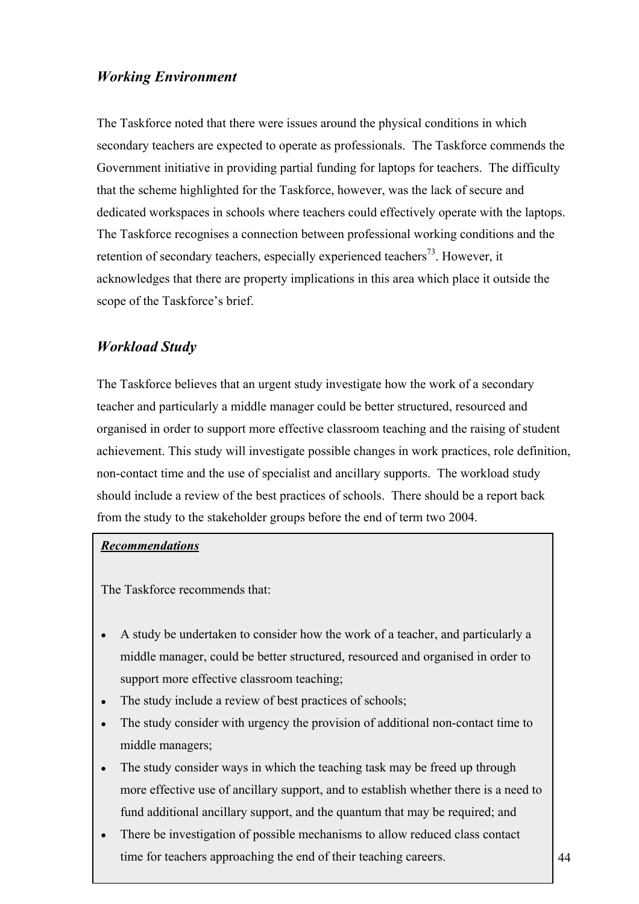## *Working Environment*

The Taskforce noted that there were issues around the physical conditions in which secondary teachers are expected to operate as professionals. The Taskforce commends the Government initiative in providing partial funding for laptops for teachers. The difficulty that the scheme highlighted for the Taskforce, however, was the lack of secure and dedicated workspaces in schools where teachers could effectively operate with the laptops. The Taskforce recognises a connection between professional working conditions and the retention of secondary teachers, especially experienced teachers[73]. However, it acknowledges that there are property implications in this area which place it outside the scope of the Taskforce's brief.

## *Workload Study*

The Taskforce believes that an urgent study investigate how the work of a secondary teacher and particularly a middle manager could be better structured, resourced and organised in order to support more effective classroom teaching and the raising of student achievement. This study will investigate possible changes in work practices, role definition, non-contact time and the use of specialist and ancillary supports. The workload study should include a review of the best practices of schools. There should be a report back from the study to the stakeholder groups before the end of term two 2004.

***Recommendations***

The Taskforce recommends that:

- A study be undertaken to consider how the work of a teacher, and particularly a middle manager, could be better structured, resourced and organised in order to support more effective classroom teaching;
- The study include a review of best practices of schools;
- The study consider with urgency the provision of additional non-contact time to middle managers;
- The study consider ways in which the teaching task may be freed up through more effective use of ancillary support, and to establish whether there is a need to fund additional ancillary support, and the quantum that may be required; and
- There be investigation of possible mechanisms to allow reduced class contact time for teachers approaching the end of their teaching careers.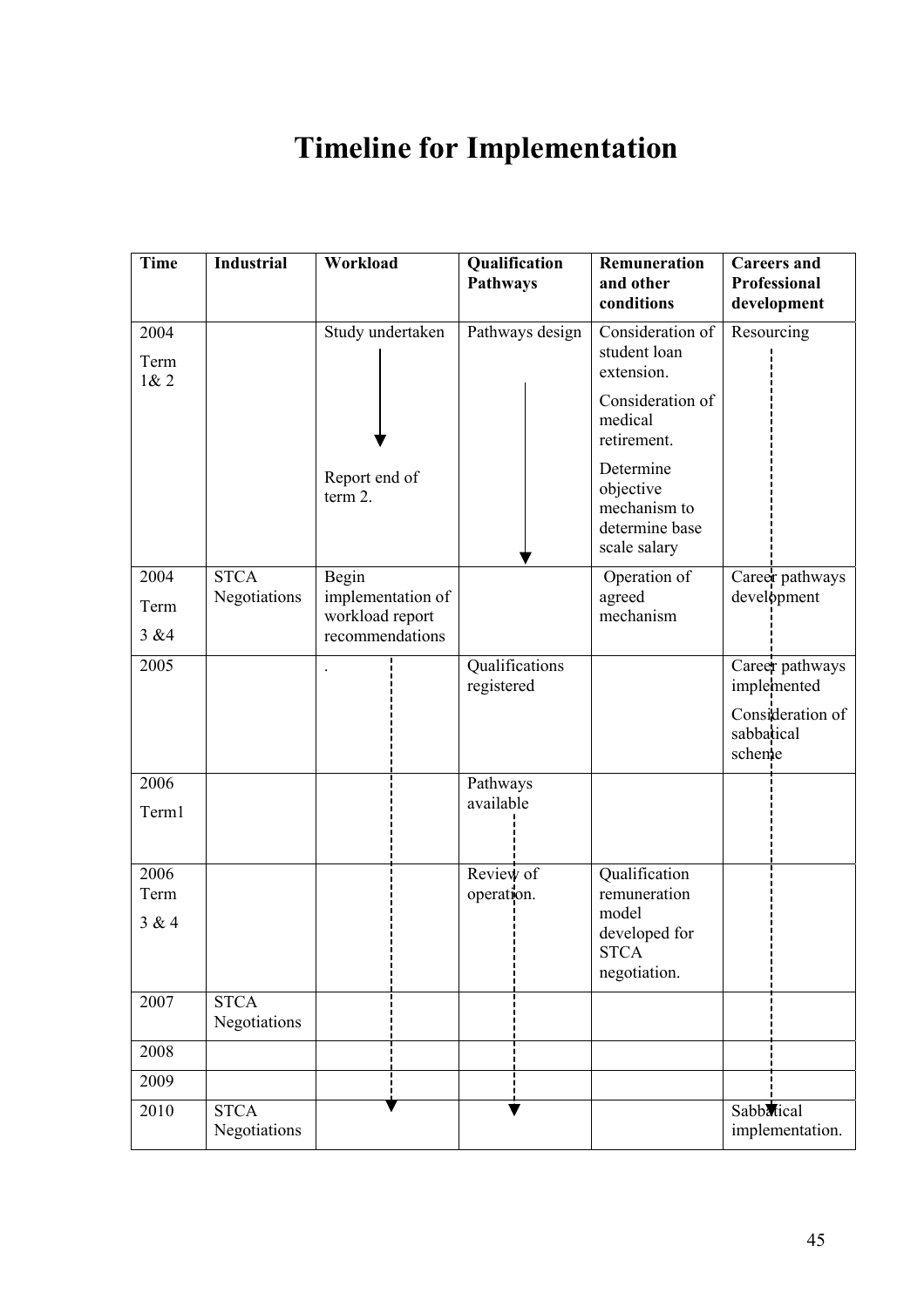# Timeline for Implementation

| Time | Industrial | Workload | Qualification Pathways | Remuneration and other conditions | Careers and Professional development |
|---|---|---|---|---|---|
| 2004 Term 1& 2 | | Study undertaken<br>Report end of term 2. | Pathways design | Consideration of student loan extension.<br>Consideration of medical retirement.<br>Determine objective mechanism to determine base scale salary | Resourcing |
| 2004 Term 3 &4 | STCA Negotiations | Begin implementation of workload report recommendations | | Operation of agreed mechanism | Career pathways development |
| 2005 | | . | Qualifications registered | | Career pathways implemented<br>Consideration of sabbatical scheme |
| 2006 Term1 | | | Pathways available | | |
| 2006 Term 3 & 4 | | | Review of operation. | Qualification remuneration model developed for STCA negotiation. | |
| 2007 | STCA Negotiations | | | | |
| 2008 | | | | | |
| 2009 | | | | | |
| 2010 | STCA Negotiations | | | | Sabbatical implementation. |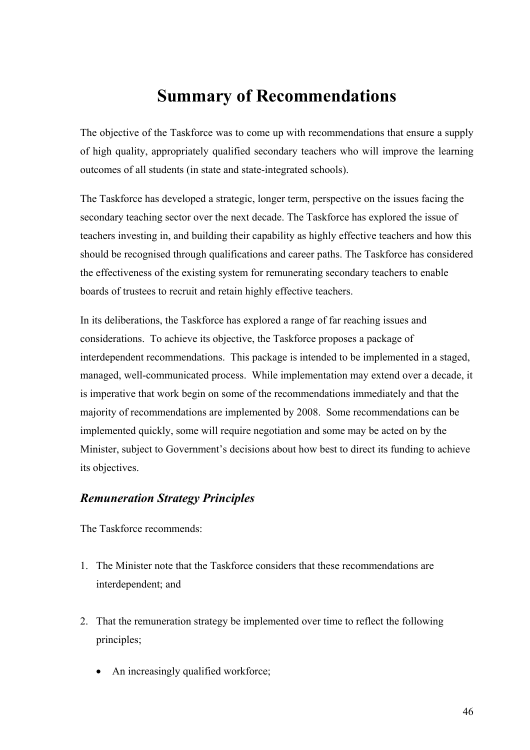# Summary of Recommendations

The objective of the Taskforce was to come up with recommendations that ensure a supply of high quality, appropriately qualified secondary teachers who will improve the learning outcomes of all students (in state and state-integrated schools).

The Taskforce has developed a strategic, longer term, perspective on the issues facing the secondary teaching sector over the next decade. The Taskforce has explored the issue of teachers investing in, and building their capability as highly effective teachers and how this should be recognised through qualifications and career paths. The Taskforce has considered the effectiveness of the existing system for remunerating secondary teachers to enable boards of trustees to recruit and retain highly effective teachers.

In its deliberations, the Taskforce has explored a range of far reaching issues and considerations. To achieve its objective, the Taskforce proposes a package of interdependent recommendations. This package is intended to be implemented in a staged, managed, well-communicated process. While implementation may extend over a decade, it is imperative that work begin on some of the recommendations immediately and that the majority of recommendations are implemented by 2008. Some recommendations can be implemented quickly, some will require negotiation and some may be acted on by the Minister, subject to Government's decisions about how best to direct its funding to achieve its objectives.

### *Remuneration Strategy Principles*

The Taskforce recommends:

1. The Minister note that the Taskforce considers that these recommendations are interdependent; and

2. That the remuneration strategy be implemented over time to reflect the following principles;

    - An increasingly qualified workforce;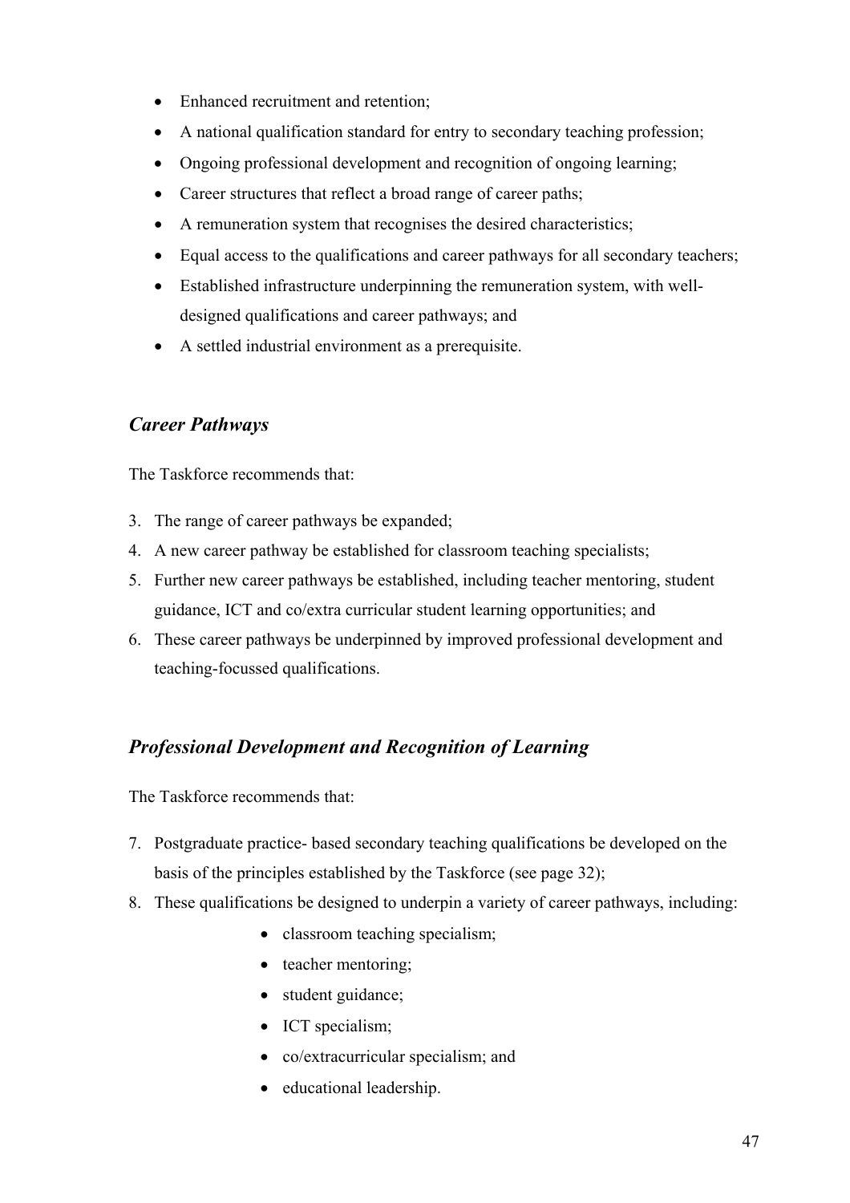- Enhanced recruitment and retention;
- A national qualification standard for entry to secondary teaching profession;
- Ongoing professional development and recognition of ongoing learning;
- Career structures that reflect a broad range of career paths;
- A remuneration system that recognises the desired characteristics;
- Equal access to the qualifications and career pathways for all secondary teachers;
- Established infrastructure underpinning the remuneration system, with well-designed qualifications and career pathways; and
- A settled industrial environment as a prerequisite.

### *Career Pathways*

The Taskforce recommends that:

3. The range of career pathways be expanded;
4. A new career pathway be established for classroom teaching specialists;
5. Further new career pathways be established, including teacher mentoring, student guidance, ICT and co/extra curricular student learning opportunities; and
6. These career pathways be underpinned by improved professional development and teaching-focussed qualifications.

### *Professional Development and Recognition of Learning*

The Taskforce recommends that:

7. Postgraduate practice- based secondary teaching qualifications be developed on the basis of the principles established by the Taskforce (see page 32);
8. These qualifications be designed to underpin a variety of career pathways, including:
    - classroom teaching specialism;
    - teacher mentoring;
    - student guidance;
    - ICT specialism;
    - co/extracurricular specialism; and
    - educational leadership.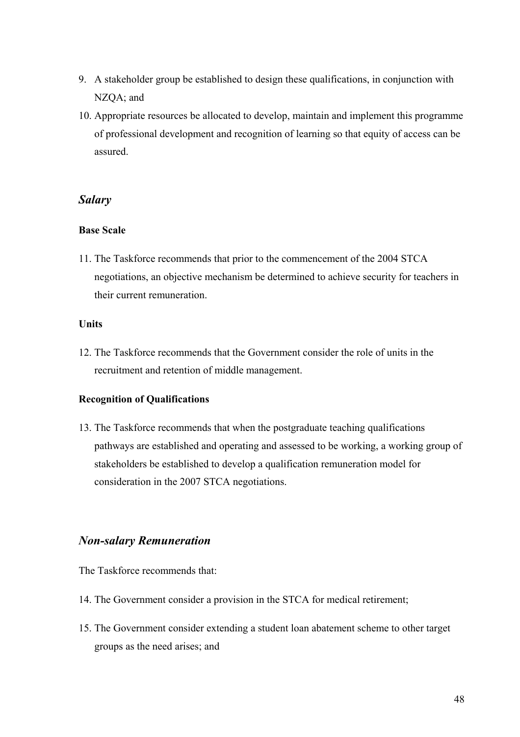9. A stakeholder group be established to design these qualifications, in conjunction with NZQA; and
10. Appropriate resources be allocated to develop, maintain and implement this programme of professional development and recognition of learning so that equity of access can be assured.

## *Salary*

**Base Scale**

11. The Taskforce recommends that prior to the commencement of the 2004 STCA negotiations, an objective mechanism be determined to achieve security for teachers in their current remuneration.

**Units**

12. The Taskforce recommends that the Government consider the role of units in the recruitment and retention of middle management.

**Recognition of Qualifications**

13. The Taskforce recommends that when the postgraduate teaching qualifications pathways are established and operating and assessed to be working, a working group of stakeholders be established to develop a qualification remuneration model for consideration in the 2007 STCA negotiations.

## *Non-salary Remuneration*

The Taskforce recommends that:

14. The Government consider a provision in the STCA for medical retirement;
15. The Government consider extending a student loan abatement scheme to other target groups as the need arises; and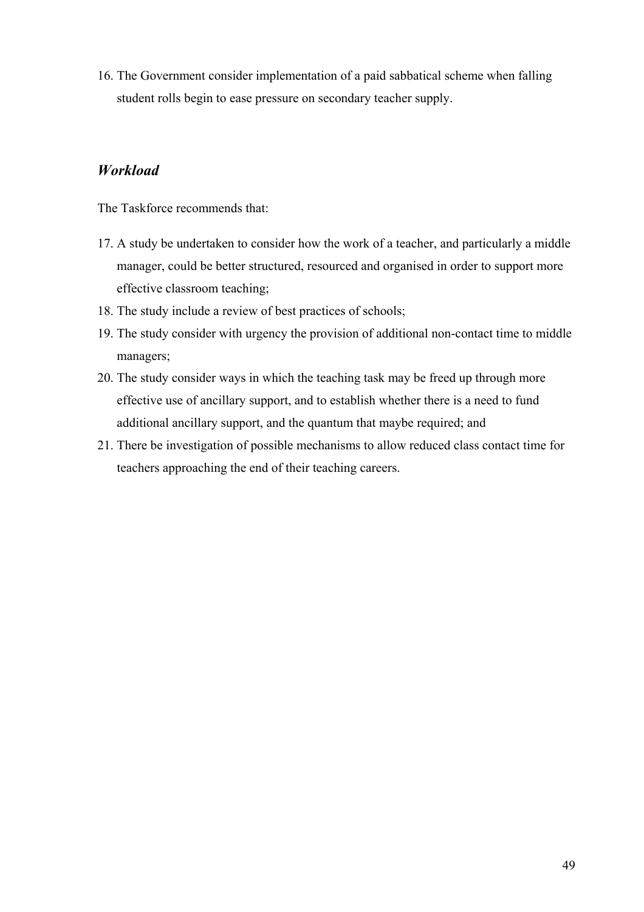16. The Government consider implementation of a paid sabbatical scheme when falling student rolls begin to ease pressure on secondary teacher supply.

### *Workload*

The Taskforce recommends that:

17. A study be undertaken to consider how the work of a teacher, and particularly a middle manager, could be better structured, resourced and organised in order to support more effective classroom teaching;
18. The study include a review of best practices of schools;
19. The study consider with urgency the provision of additional non-contact time to middle managers;
20. The study consider ways in which the teaching task may be freed up through more effective use of ancillary support, and to establish whether there is a need to fund additional ancillary support, and the quantum that maybe required; and
21. There be investigation of possible mechanisms to allow reduced class contact time for teachers approaching the end of their teaching careers.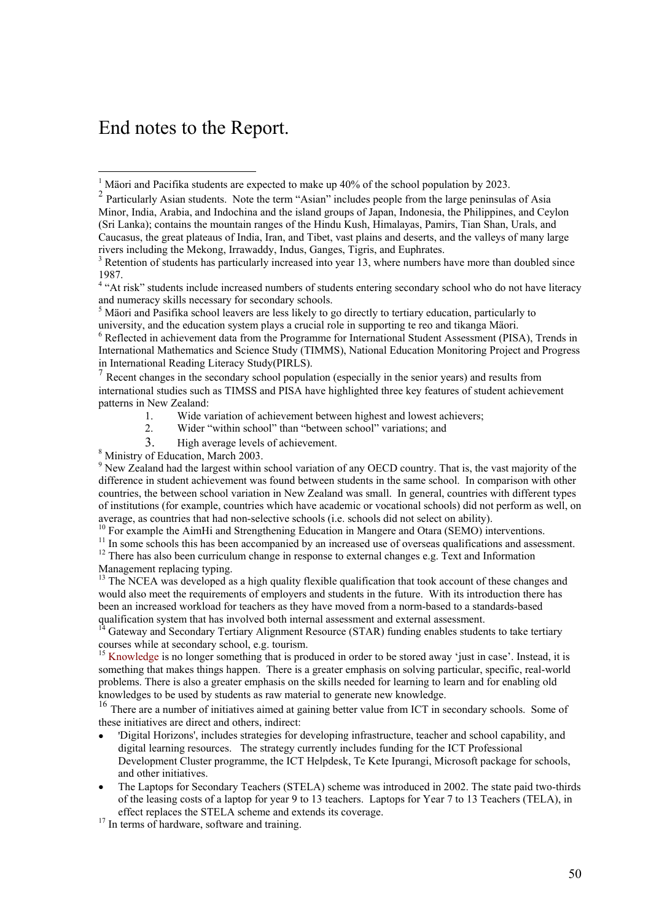# End notes to the Report.

[1] Mäori and Pacifika students are expected to make up 40% of the school population by 2023.

[2] Particularly Asian students. Note the term "Asian" includes people from the large peninsulas of Asia Minor, India, Arabia, and Indochina and the island groups of Japan, Indonesia, the Philippines, and Ceylon (Sri Lanka); contains the mountain ranges of the Hindu Kush, Himalayas, Pamirs, Tian Shan, Urals, and Caucasus, the great plateaus of India, Iran, and Tibet, vast plains and deserts, and the valleys of many large rivers including the Mekong, Irrawaddy, Indus, Ganges, Tigris, and Euphrates.

[3] Retention of students has particularly increased into year 13, where numbers have more than doubled since 1987.

[4] "At risk" students include increased numbers of students entering secondary school who do not have literacy and numeracy skills necessary for secondary schools.

[5] Mäori and Pasifika school leavers are less likely to go directly to tertiary education, particularly to university, and the education system plays a crucial role in supporting te reo and tikanga Mäori.

[6] Reflected in achievement data from the Programme for International Student Assessment (PISA), Trends in International Mathematics and Science Study (TIMMS), National Education Monitoring Project and Progress in International Reading Literacy Study(PIRLS).

[7] Recent changes in the secondary school population (especially in the senior years) and results from international studies such as TIMSS and PISA have highlighted three key features of student achievement patterns in New Zealand:

1. Wide variation of achievement between highest and lowest achievers;
2. Wider "within school" than "between school" variations; and
3. High average levels of achievement.

[8] Ministry of Education, March 2003.

[9] New Zealand had the largest within school variation of any OECD country. That is, the vast majority of the difference in student achievement was found between students in the same school. In comparison with other countries, the between school variation in New Zealand was small. In general, countries with different types of institutions (for example, countries which have academic or vocational schools) did not perform as well, on average, as countries that had non-selective schools (i.e. schools did not select on ability).

[10] For example the AimHi and Strengthening Education in Mangere and Otara (SEMO) interventions.

[11] In some schools this has been accompanied by an increased use of overseas qualifications and assessment.

[12] There has also been curriculum change in response to external changes e.g. Text and Information Management replacing typing.

[13] The NCEA was developed as a high quality flexible qualification that took account of these changes and would also meet the requirements of employers and students in the future. With its introduction there has been an increased workload for teachers as they have moved from a norm-based to a standards-based qualification system that has involved both internal assessment and external assessment.

[14] Gateway and Secondary Tertiary Alignment Resource (STAR) funding enables students to take tertiary courses while at secondary school, e.g. tourism.

[15] Knowledge is no longer something that is produced in order to be stored away 'just in case'. Instead, it is something that makes things happen. There is a greater emphasis on solving particular, specific, real-world problems. There is also a greater emphasis on the skills needed for learning to learn and for enabling old knowledges to be used by students as raw material to generate new knowledge.

[16] There are a number of initiatives aimed at gaining better value from ICT in secondary schools. Some of these initiatives are direct and others, indirect:

- 'Digital Horizons', includes strategies for developing infrastructure, teacher and school capability, and digital learning resources. The strategy currently includes funding for the ICT Professional Development Cluster programme, the ICT Helpdesk, Te Kete Ipurangi, Microsoft package for schools, and other initiatives.
- The Laptops for Secondary Teachers (STELA) scheme was introduced in 2002. The state paid two-thirds of the leasing costs of a laptop for year 9 to 13 teachers. Laptops for Year 7 to 13 Teachers (TELA), in effect replaces the STELA scheme and extends its coverage.

[17] In terms of hardware, software and training.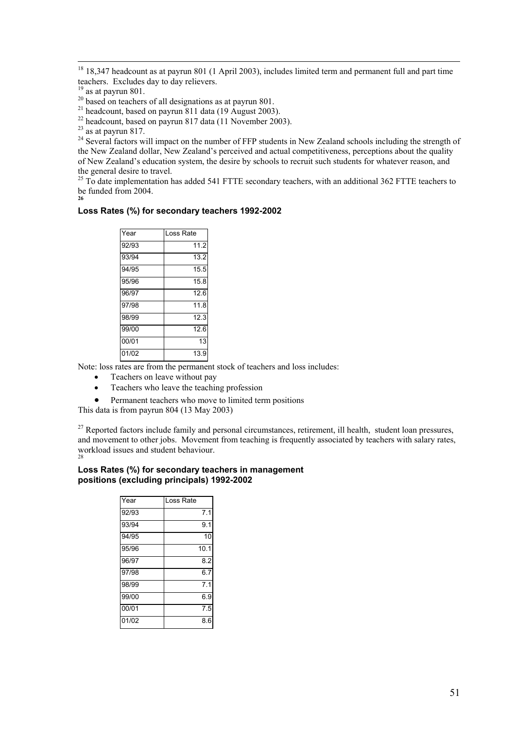[18] 18,347 headcount as at payrun 801 (1 April 2003), includes limited term and permanent full and part time teachers. Excludes day to day relievers.

[19] as at payrun 801.

[20] based on teachers of all designations as at payrun 801.

[21] headcount, based on payrun 811 data (19 August 2003).

[22] headcount, based on payrun 817 data (11 November 2003).

[23] as at payrun 817.

[24] Several factors will impact on the number of FFP students in New Zealand schools including the strength of the New Zealand dollar, New Zealand's perceived and actual competitiveness, perceptions about the quality of New Zealand's education system, the desire by schools to recruit such students for whatever reason, and the general desire to travel.

[25] To date implementation has added 541 FTTE secondary teachers, with an additional 362 FTTE teachers to be funded from 2004.

[26]

**Loss Rates (%) for secondary teachers 1992-2002**

| Year | Loss Rate |
|---|---|
| 92/93 | 11.2 |
| 93/94 | 13.2 |
| 94/95 | 15.5 |
| 95/96 | 15.8 |
| 96/97 | 12.6 |
| 97/98 | 11.8 |
| 98/99 | 12.3 |
| 99/00 | 12.6 |
| 00/01 | 13 |
| 01/02 | 13.9 |

Note: loss rates are from the permanent stock of teachers and loss includes:

- Teachers on leave without pay
- Teachers who leave the teaching profession
- Permanent teachers who move to limited term positions

This data is from payrun 804 (13 May 2003)

[27] Reported factors include family and personal circumstances, retirement, ill health, student loan pressures, and movement to other jobs. Movement from teaching is frequently associated by teachers with salary rates, workload issues and student behaviour.

[28]

**Loss Rates (%) for secondary teachers in management positions (excluding principals) 1992-2002**

| Year | Loss Rate |
|---|---|
| 92/93 | 7.1 |
| 93/94 | 9.1 |
| 94/95 | 10 |
| 95/96 | 10.1 |
| 96/97 | 8.2 |
| 97/98 | 6.7 |
| 98/99 | 7.1 |
| 99/00 | 6.9 |
| 00/01 | 7.5 |
| 01/02 | 8.6 |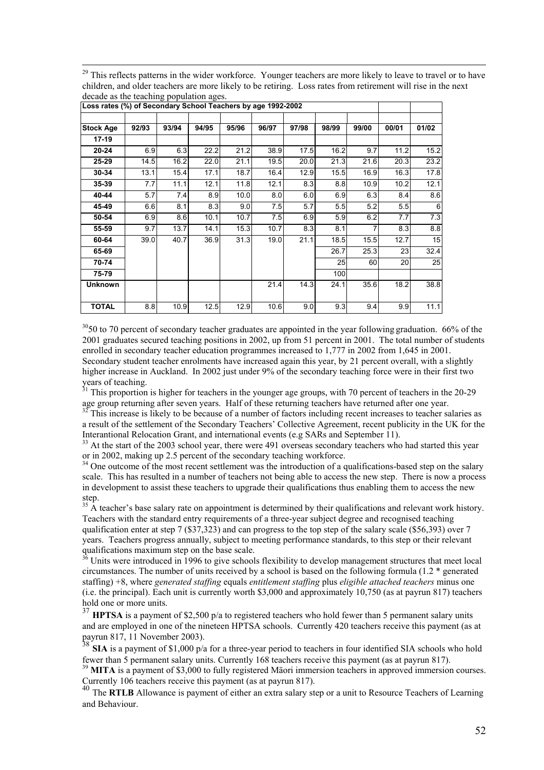[29] This reflects patterns in the wider workforce. Younger teachers are more likely to leave to travel or to have children, and older teachers are more likely to be retiring. Loss rates from retirement will rise in the next decade as the teaching population ages.

**Loss rates (%) of Secondary School Teachers by age 1992-2002**

| Stock Age | 92/93 | 93/94 | 94/95 | 95/96 | 96/97 | 97/98 | 98/99 | 99/00 | 00/01 | 01/02 |
|---|---|---|---|---|---|---|---|---|---|---|
| 17-19 | | | | | | | | | | |
| 20-24 | 6.9 | 6.3 | 22.2 | 21.2 | 38.9 | 17.5 | 16.2 | 9.7 | 11.2 | 15.2 |
| 25-29 | 14.5 | 16.2 | 22.0 | 21.1 | 19.5 | 20.0 | 21.3 | 21.6 | 20.3 | 23.2 |
| 30-34 | 13.1 | 15.4 | 17.1 | 18.7 | 16.4 | 12.9 | 15.5 | 16.9 | 16.3 | 17.8 |
| 35-39 | 7.7 | 11.1 | 12.1 | 11.8 | 12.1 | 8.3 | 8.8 | 10.9 | 10.2 | 12.1 |
| 40-44 | 5.7 | 7.4 | 8.9 | 10.0 | 8.0 | 6.0 | 6.9 | 6.3 | 8.4 | 8.6 |
| 45-49 | 6.6 | 8.1 | 8.3 | 9.0 | 7.5 | 5.7 | 5.5 | 5.2 | 5.5 | 6 |
| 50-54 | 6.9 | 8.6 | 10.1 | 10.7 | 7.5 | 6.9 | 5.9 | 6.2 | 7.7 | 7.3 |
| 55-59 | 9.7 | 13.7 | 14.1 | 15.3 | 10.7 | 8.3 | 8.1 | 7 | 8.3 | 8.8 |
| 60-64 | 39.0 | 40.7 | 36.9 | 31.3 | 19.0 | 21.1 | 18.5 | 15.5 | 12.7 | 15 |
| 65-69 | | | | | | | 26.7 | 25.3 | 23 | 32.4 |
| 70-74 | | | | | | | 25 | 60 | 20 | 25 |
| 75-79 | | | | | | | 100 | | | |
| Unknown | | | | | 21.4 | 14.3 | 24.1 | 35.6 | 18.2 | 38.8 |
| TOTAL | 8.8 | 10.9 | 12.5 | 12.9 | 10.6 | 9.0 | 9.3 | 9.4 | 9.9 | 11.1 |

[30] 50 to 70 percent of secondary teacher graduates are appointed in the year following graduation. 66% of the 2001 graduates secured teaching positions in 2002, up from 51 percent in 2001. The total number of students enrolled in secondary teacher education programmes increased to 1,777 in 2002 from 1,645 in 2001. Secondary student teacher enrolments have increased again this year, by 21 percent overall, with a slightly higher increase in Auckland. In 2002 just under 9% of the secondary teaching force were in their first two years of teaching.

[31] This proportion is higher for teachers in the younger age groups, with 70 percent of teachers in the 20-29 age group returning after seven years. Half of these returning teachers have returned after one year.

[32] This increase is likely to be because of a number of factors including recent increases to teacher salaries as a result of the settlement of the Secondary Teachers' Collective Agreement, recent publicity in the UK for the Interantional Relocation Grant, and international events (e.g SARs and September 11).

[33] At the start of the 2003 school year, there were 491 overseas secondary teachers who had started this year or in 2002, making up 2.5 percent of the secondary teaching workforce.

[34] One outcome of the most recent settlement was the introduction of a qualifications-based step on the salary scale. This has resulted in a number of teachers not being able to access the new step. There is now a process in development to assist these teachers to upgrade their qualifications thus enabling them to access the new step.

[35] A teacher's base salary rate on appointment is determined by their qualifications and relevant work history. Teachers with the standard entry requirements of a three-year subject degree and recognised teaching qualification enter at step 7 ($37,323) and can progress to the top step of the salary scale ($56,393) over 7 years. Teachers progress annually, subject to meeting performance standards, to this step or their relevant qualifications maximum step on the base scale.

[36] Units were introduced in 1996 to give schools flexibility to develop management structures that meet local circumstances. The number of units received by a school is based on the following formula (1.2 * generated staffing) +8, where *generated staffing* equals *entitlement staffing* plus *eligible attached teachers* minus one (i.e. the principal). Each unit is currently worth $3,000 and approximately 10,750 (as at payrun 817) teachers hold one or more units.

[37] **HPTSA** is a payment of $2,500 p/a to registered teachers who hold fewer than 5 permanent salary units and are employed in one of the nineteen HPTSA schools. Currently 420 teachers receive this payment (as at payrun 817, 11 November 2003).

[38] **SIA** is a payment of $1,000 p/a for a three-year period to teachers in four identified SIA schools who hold fewer than 5 permanent salary units. Currently 168 teachers receive this payment (as at payrun 817).

[39] **MITA** is a payment of $3,000 to fully registered Mäori immersion teachers in approved immersion courses. Currently 106 teachers receive this payment (as at payrun 817).

[40] The **RTLB** Allowance is payment of either an extra salary step or a unit to Resource Teachers of Learning and Behaviour.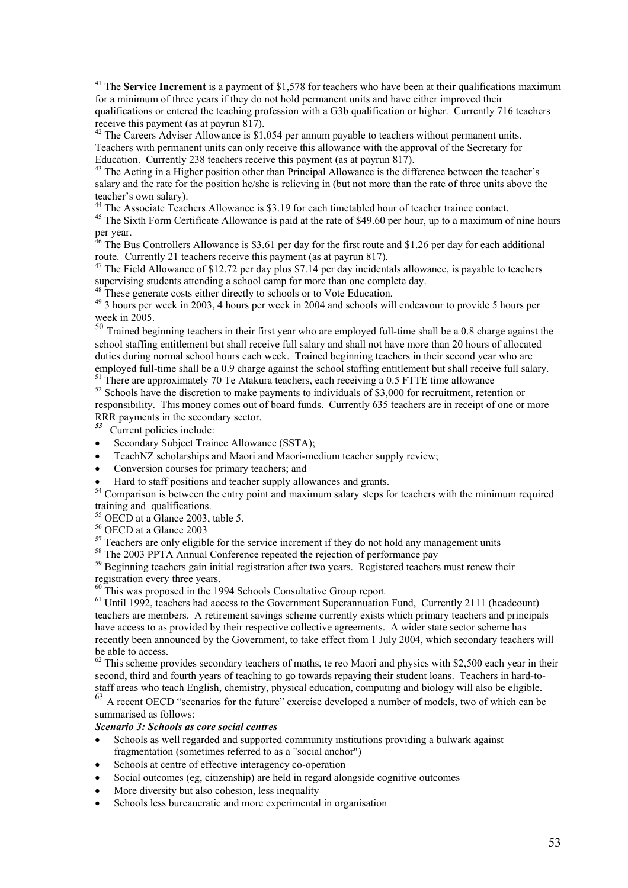[41] The **Service Increment** is a payment of $1,578 for teachers who have been at their qualifications maximum for a minimum of three years if they do not hold permanent units and have either improved their qualifications or entered the teaching profession with a G3b qualification or higher. Currently 716 teachers receive this payment (as at payrun 817).

[42] The Careers Adviser Allowance is $1,054 per annum payable to teachers without permanent units. Teachers with permanent units can only receive this allowance with the approval of the Secretary for Education. Currently 238 teachers receive this payment (as at payrun 817).

[43] The Acting in a Higher position other than Principal Allowance is the difference between the teacher's salary and the rate for the position he/she is relieving in (but not more than the rate of three units above the teacher's own salary).

[44] The Associate Teachers Allowance is $3.19 for each timetabled hour of teacher trainee contact.

[45] The Sixth Form Certificate Allowance is paid at the rate of $49.60 per hour, up to a maximum of nine hours per year.

[46] The Bus Controllers Allowance is $3.61 per day for the first route and $1.26 per day for each additional route. Currently 21 teachers receive this payment (as at payrun 817).

[47] The Field Allowance of $12.72 per day plus $7.14 per day incidentals allowance, is payable to teachers supervising students attending a school camp for more than one complete day.

[48] These generate costs either directly to schools or to Vote Education.

[49] 3 hours per week in 2003, 4 hours per week in 2004 and schools will endeavour to provide 5 hours per week in 2005.

[50] Trained beginning teachers in their first year who are employed full-time shall be a 0.8 charge against the school staffing entitlement but shall receive full salary and shall not have more than 20 hours of allocated duties during normal school hours each week. Trained beginning teachers in their second year who are employed full-time shall be a 0.9 charge against the school staffing entitlement but shall receive full salary.

[51] There are approximately 70 Te Atakura teachers, each receiving a 0.5 FTTE time allowance

[52] Schools have the discretion to make payments to individuals of $3,000 for recruitment, retention or responsibility. This money comes out of board funds. Currently 635 teachers are in receipt of one or more RRR payments in the secondary sector.

[53] Current policies include:

- Secondary Subject Trainee Allowance (SSTA);
- TeachNZ scholarships and Maori and Maori-medium teacher supply review;
- Conversion courses for primary teachers; and
- Hard to staff positions and teacher supply allowances and grants.

[54] Comparison is between the entry point and maximum salary steps for teachers with the minimum required training and qualifications.

[55] OECD at a Glance 2003, table 5.

[56] OECD at a Glance 2003

[57] Teachers are only eligible for the service increment if they do not hold any management units

[58] The 2003 PPTA Annual Conference repeated the rejection of performance pay

[59] Beginning teachers gain initial registration after two years. Registered teachers must renew their registration every three years.

[60] This was proposed in the 1994 Schools Consultative Group report

[61] Until 1992, teachers had access to the Government Superannuation Fund, Currently 2111 (headcount) teachers are members. A retirement savings scheme currently exists which primary teachers and principals have access to as provided by their respective collective agreements. A wider state sector scheme has recently been announced by the Government, to take effect from 1 July 2004, which secondary teachers will be able to access.

[62] This scheme provides secondary teachers of maths, te reo Maori and physics with $2,500 each year in their second, third and fourth years of teaching to go towards repaying their student loans. Teachers in hard-to-staff areas who teach English, chemistry, physical education, computing and biology will also be eligible.

[63] A recent OECD "scenarios for the future" exercise developed a number of models, two of which can be summarised as follows:

***Scenario 3: Schools as core social centres***

- Schools as well regarded and supported community institutions providing a bulwark against fragmentation (sometimes referred to as a "social anchor")
- Schools at centre of effective interagency co-operation
- Social outcomes (eg, citizenship) are held in regard alongside cognitive outcomes
- More diversity but also cohesion, less inequality
- Schools less bureaucratic and more experimental in organisation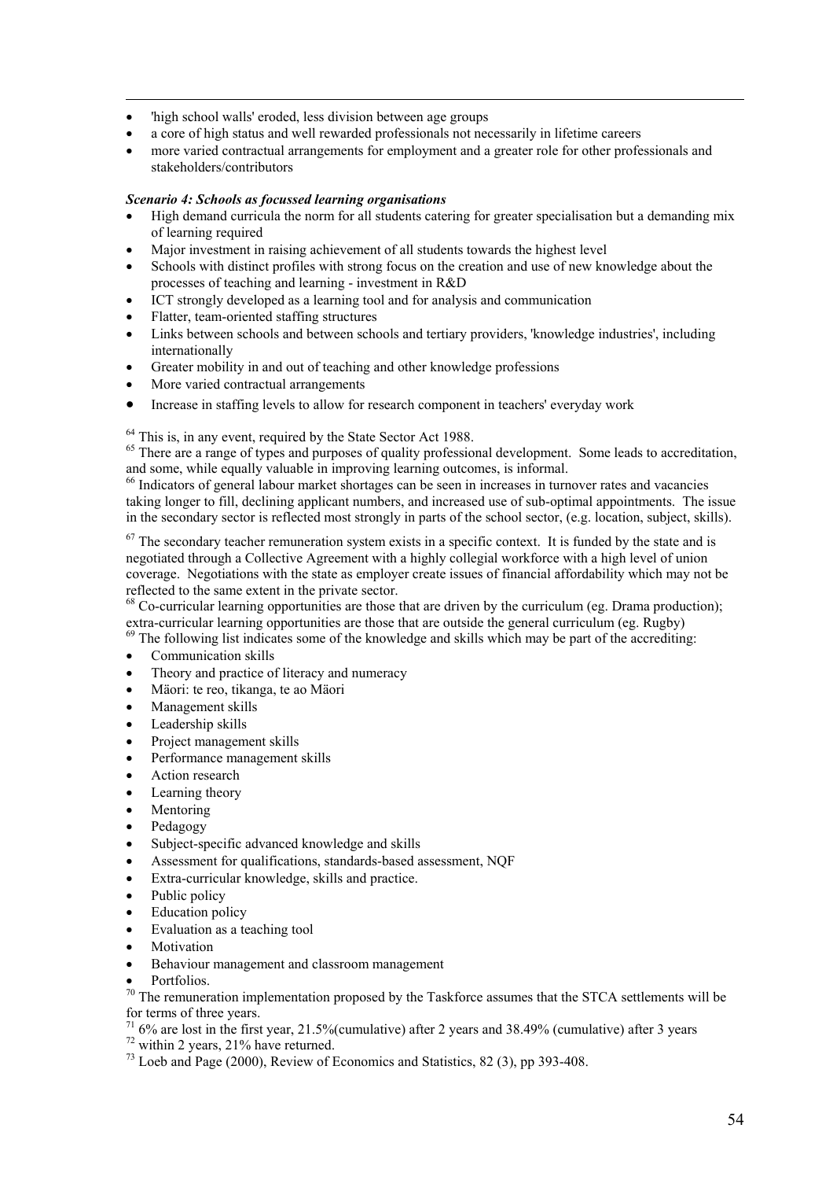- 'high school walls' eroded, less division between age groups
- a core of high status and well rewarded professionals not necessarily in lifetime careers
- more varied contractual arrangements for employment and a greater role for other professionals and stakeholders/contributors

***Scenario 4: Schools as focussed learning organisations***

- High demand curricula the norm for all students catering for greater specialisation but a demanding mix of learning required
- Major investment in raising achievement of all students towards the highest level
- Schools with distinct profiles with strong focus on the creation and use of new knowledge about the processes of teaching and learning - investment in R&D
- ICT strongly developed as a learning tool and for analysis and communication
- Flatter, team-oriented staffing structures
- Links between schools and between schools and tertiary providers, 'knowledge industries', including internationally
- Greater mobility in and out of teaching and other knowledge professions
- More varied contractual arrangements
- Increase in staffing levels to allow for research component in teachers' everyday work

[64] This is, in any event, required by the State Sector Act 1988.

[65] There are a range of types and purposes of quality professional development. Some leads to accreditation, and some, while equally valuable in improving learning outcomes, is informal.

[66] Indicators of general labour market shortages can be seen in increases in turnover rates and vacancies taking longer to fill, declining applicant numbers, and increased use of sub-optimal appointments. The issue in the secondary sector is reflected most strongly in parts of the school sector, (e.g. location, subject, skills).

[67] The secondary teacher remuneration system exists in a specific context. It is funded by the state and is negotiated through a Collective Agreement with a highly collegial workforce with a high level of union coverage. Negotiations with the state as employer create issues of financial affordability which may not be reflected to the same extent in the private sector.

[68] Co-curricular learning opportunities are those that are driven by the curriculum (eg. Drama production); extra-curricular learning opportunities are those that are outside the general curriculum (eg. Rugby)

[69] The following list indicates some of the knowledge and skills which may be part of the accrediting:

- Communication skills
- Theory and practice of literacy and numeracy
- Mäori: te reo, tikanga, te ao Mäori
- Management skills
- Leadership skills
- Project management skills
- Performance management skills
- Action research
- Learning theory
- Mentoring
- Pedagogy
- Subject-specific advanced knowledge and skills
- Assessment for qualifications, standards-based assessment, NQF
- Extra-curricular knowledge, skills and practice.
- Public policy
- Education policy
- Evaluation as a teaching tool
- Motivation
- Behaviour management and classroom management
- Portfolios.

[70] The remuneration implementation proposed by the Taskforce assumes that the STCA settlements will be for terms of three years.

[71] 6% are lost in the first year, 21.5%(cumulative) after 2 years and 38.49% (cumulative) after 3 years

[72] within 2 years, 21% have returned.

[73] Loeb and Page (2000), Review of Economics and Statistics, 82 (3), pp 393-408.